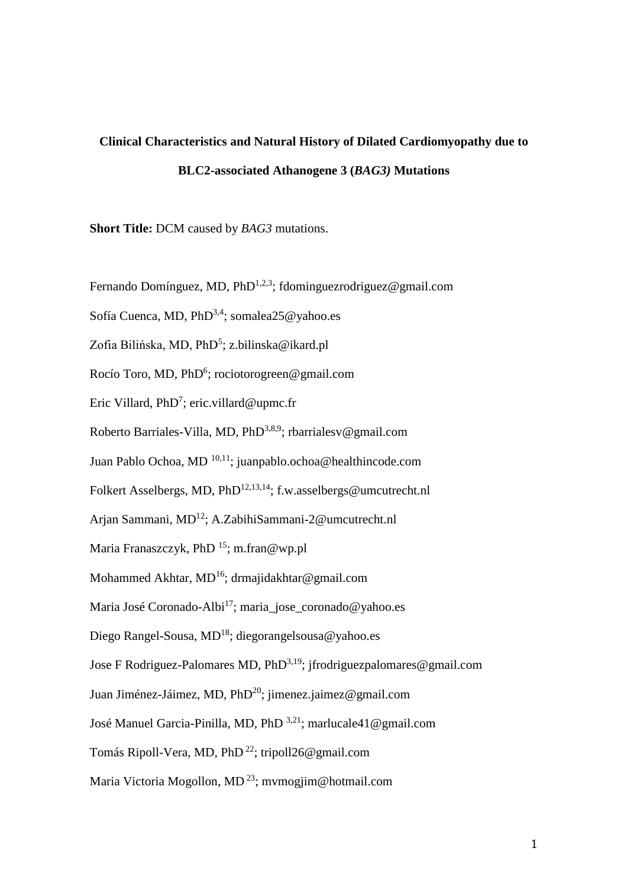# Clinical Characteristics and Natural History of Dilated Cardiomyopathy due to BLC2-associated Athanogene 3 (*BAG3)* Mutations

**Short Title:** DCM caused by *BAG3* mutations.

Fernando Domínguez, MD, PhD[1,2,3]; fdominguezrodriguez@gmail.com

Sofía Cuenca, MD, PhD[3,4]; somalea25@yahoo.es

Zofia Bilińska, MD, PhD[5]; z.bilinska@ikard.pl

Rocío Toro, MD, PhD[6]; rociotorogreen@gmail.com

Eric Villard, PhD[7]; eric.villard@upmc.fr

Roberto Barriales-Villa, MD, PhD[3,8,9]; rbarrialesv@gmail.com

Juan Pablo Ochoa, MD [10,11]; juanpablo.ochoa@healthincode.com

Folkert Asselbergs, MD, PhD[12,13,14]; f.w.asselbergs@umcutrecht.nl

Arjan Sammani, MD[12]; A.ZabihiSammani-2@umcutrecht.nl

Maria Franaszczyk, PhD [15]; m.fran@wp.pl

Mohammed Akhtar, MD[16]; drmajidakhtar@gmail.com

Maria José Coronado-Albi[17]; maria_jose_coronado@yahoo.es

Diego Rangel-Sousa, MD[18]; diegorangelsousa@yahoo.es

Jose F Rodriguez-Palomares MD, PhD[3,19]; jfrodriguezpalomares@gmail.com

Juan Jiménez-Jáimez, MD, PhD[20]; jimenez.jaimez@gmail.com

José Manuel Garcia-Pinilla, MD, PhD [3,21]; marlucale41@gmail.com

Tomás Ripoll-Vera, MD, PhD [22]; tripoll26@gmail.com

Maria Victoria Mogollon, MD [23]; mvmogjim@hotmail.com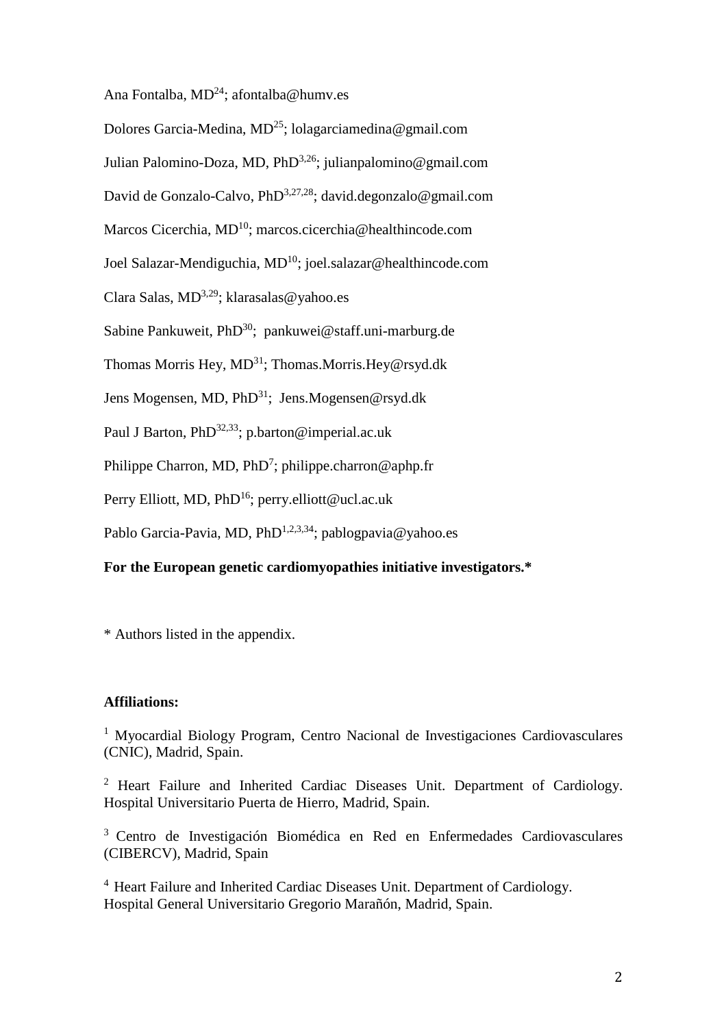Ana Fontalba, MD[24]; afontalba@humv.es

Dolores Garcia-Medina, MD[25]; lolagarciamedina@gmail.com

Julian Palomino-Doza, MD, PhD[3,26]; julianpalomino@gmail.com

David de Gonzalo-Calvo, PhD[3,27,28]; david.degonzalo@gmail.com

Marcos Cicerchia, MD[10]; marcos.cicerchia@healthincode.com

Joel Salazar-Mendiguchia, MD[10]; joel.salazar@healthincode.com

Clara Salas, MD[3,29]; klarasalas@yahoo.es

Sabine Pankuweit, PhD[30]; pankuwei@staff.uni-marburg.de

Thomas Morris Hey, MD[31]; Thomas.Morris.Hey@rsyd.dk

Jens Mogensen, MD, PhD[31]; Jens.Mogensen@rsyd.dk

Paul J Barton, PhD[32,33]; p.barton@imperial.ac.uk

Philippe Charron, MD, PhD[7]; philippe.charron@aphp.fr

Perry Elliott, MD, PhD[16]; perry.elliott@ucl.ac.uk

Pablo Garcia-Pavia, MD, PhD[1,2,3,34]; pablogpavia@yahoo.es

**For the European genetic cardiomyopathies initiative investigators.***

* Authors listed in the appendix.

**Affiliations:**

[1] Myocardial Biology Program, Centro Nacional de Investigaciones Cardiovasculares (CNIC), Madrid, Spain.

[2] Heart Failure and Inherited Cardiac Diseases Unit. Department of Cardiology. Hospital Universitario Puerta de Hierro, Madrid, Spain.

[3] Centro de Investigación Biomédica en Red en Enfermedades Cardiovasculares (CIBERCV), Madrid, Spain

[4] Heart Failure and Inherited Cardiac Diseases Unit. Department of Cardiology. Hospital General Universitario Gregorio Marañón, Madrid, Spain.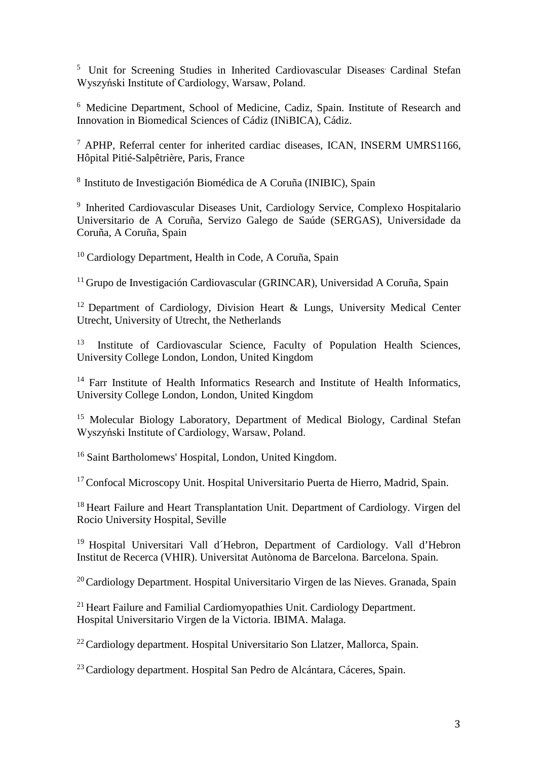[5] Unit for Screening Studies in Inherited Cardiovascular Diseases. Cardinal Stefan Wyszyński Institute of Cardiology, Warsaw, Poland.

[6] Medicine Department, School of Medicine, Cadiz, Spain. Institute of Research and Innovation in Biomedical Sciences of Cádiz (INiBICA), Cádiz.

[7] APHP, Referral center for inherited cardiac diseases, ICAN, INSERM UMRS1166, Hôpital Pitié-Salpêtrière, Paris, France

[8] Instituto de Investigación Biomédica de A Coruña (INIBIC), Spain

[9] Inherited Cardiovascular Diseases Unit, Cardiology Service, Complexo Hospitalario Universitario de A Coruña, Servizo Galego de Saúde (SERGAS), Universidade da Coruña, A Coruña, Spain

[10] Cardiology Department, Health in Code, A Coruña, Spain

[11] Grupo de Investigación Cardiovascular (GRINCAR), Universidad A Coruña, Spain

[12] Department of Cardiology, Division Heart & Lungs, University Medical Center Utrecht, University of Utrecht, the Netherlands

[13] Institute of Cardiovascular Science, Faculty of Population Health Sciences, University College London, London, United Kingdom

[14] Farr Institute of Health Informatics Research and Institute of Health Informatics, University College London, London, United Kingdom

[15] Molecular Biology Laboratory, Department of Medical Biology, Cardinal Stefan Wyszyński Institute of Cardiology, Warsaw, Poland.

[16] Saint Bartholomews' Hospital, London, United Kingdom.

[17] Confocal Microscopy Unit. Hospital Universitario Puerta de Hierro, Madrid, Spain.

[18] Heart Failure and Heart Transplantation Unit. Department of Cardiology. Virgen del Rocio University Hospital, Seville

[19] Hospital Universitari Vall d´Hebron, Department of Cardiology. Vall d'Hebron Institut de Recerca (VHIR). Universitat Autònoma de Barcelona. Barcelona. Spain.

[20] Cardiology Department. Hospital Universitario Virgen de las Nieves. Granada, Spain

[21] Heart Failure and Familial Cardiomyopathies Unit. Cardiology Department. Hospital Universitario Virgen de la Victoria. IBIMA. Malaga.

[22] Cardiology department. Hospital Universitario Son Llatzer, Mallorca, Spain.

[23] Cardiology department. Hospital San Pedro de Alcántara, Cáceres, Spain.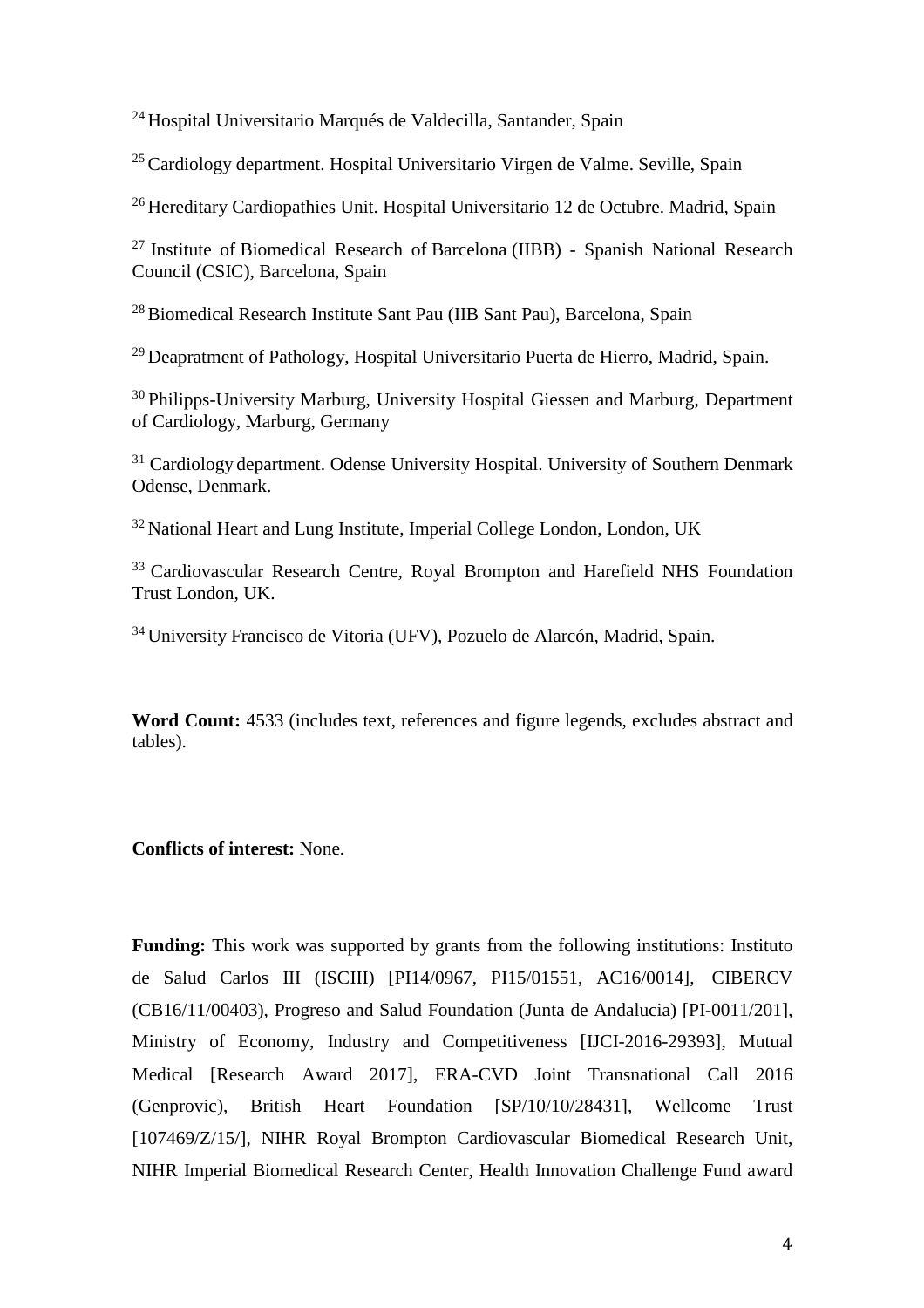[24] Hospital Universitario Marqués de Valdecilla, Santander, Spain

[25] Cardiology department. Hospital Universitario Virgen de Valme. Seville, Spain

[26] Hereditary Cardiopathies Unit. Hospital Universitario 12 de Octubre. Madrid, Spain

[27] Institute of Biomedical Research of Barcelona (IIBB) - Spanish National Research Council (CSIC), Barcelona, Spain

[28] Biomedical Research Institute Sant Pau (IIB Sant Pau), Barcelona, Spain

[29] Deapratment of Pathology, Hospital Universitario Puerta de Hierro, Madrid, Spain.

[30] Philipps-University Marburg, University Hospital Giessen and Marburg, Department of Cardiology, Marburg, Germany

[31] Cardiology department. Odense University Hospital. University of Southern Denmark Odense, Denmark.

[32] National Heart and Lung Institute, Imperial College London, London, UK

[33] Cardiovascular Research Centre, Royal Brompton and Harefield NHS Foundation Trust London, UK.

[34] University Francisco de Vitoria (UFV), Pozuelo de Alarcón, Madrid, Spain.

**Word Count:** 4533 (includes text, references and figure legends, excludes abstract and tables).

**Conflicts of interest:** None.

**Funding:** This work was supported by grants from the following institutions: Instituto de Salud Carlos III (ISCIII) [PI14/0967, PI15/01551, AC16/0014], CIBERCV (CB16/11/00403), Progreso and Salud Foundation (Junta de Andalucia) [PI-0011/201], Ministry of Economy, Industry and Competitiveness [IJCI-2016-29393], Mutual Medical [Research Award 2017], ERA-CVD Joint Transnational Call 2016 (Genprovic), British Heart Foundation [SP/10/10/28431], Wellcome Trust [107469/Z/15/], NIHR Royal Brompton Cardiovascular Biomedical Research Unit, NIHR Imperial Biomedical Research Center, Health Innovation Challenge Fund award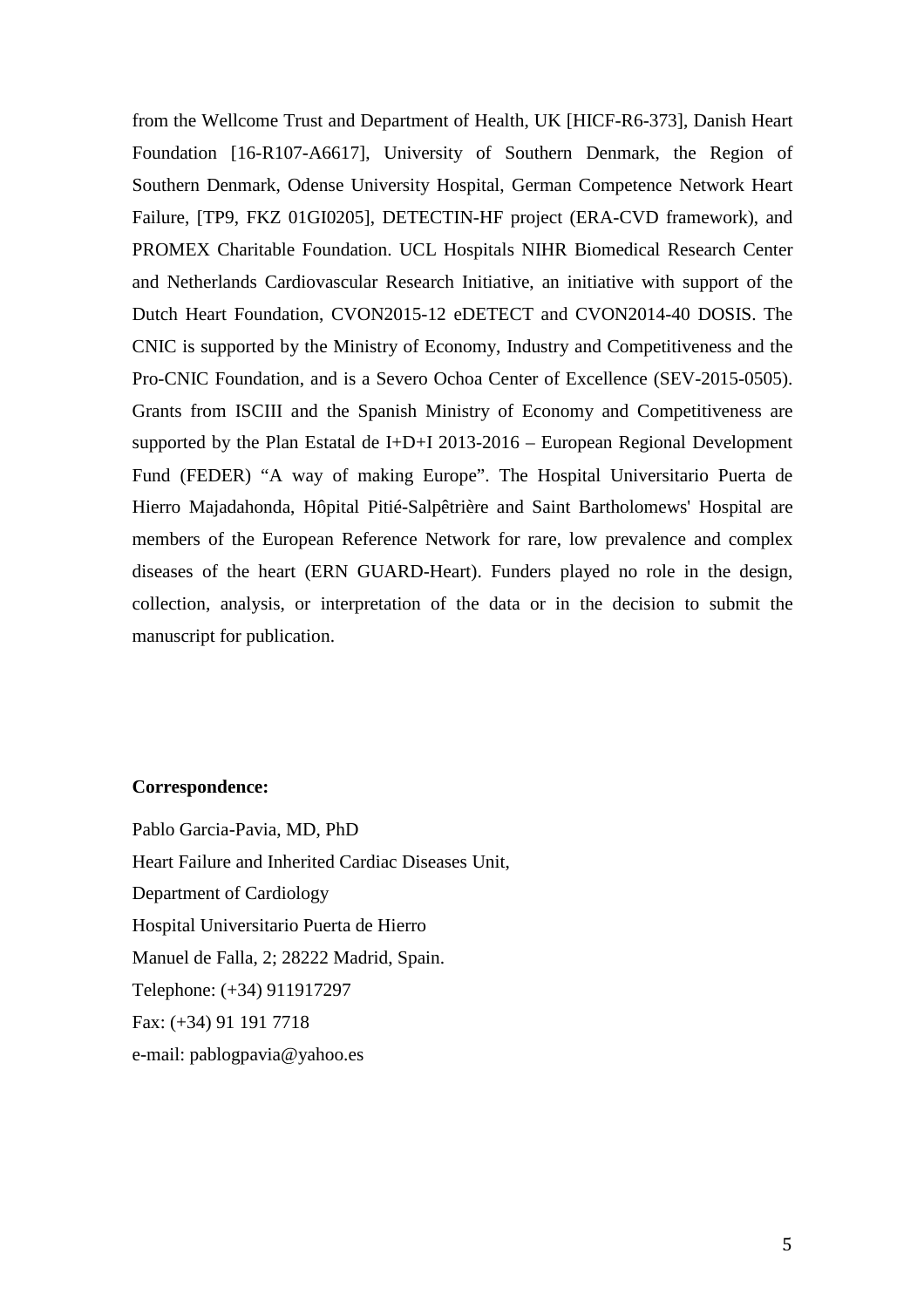from the Wellcome Trust and Department of Health, UK [HICF-R6-373], Danish Heart Foundation [16-R107-A6617], University of Southern Denmark, the Region of Southern Denmark, Odense University Hospital, German Competence Network Heart Failure, [TP9, FKZ 01GI0205], DETECTIN-HF project (ERA-CVD framework), and PROMEX Charitable Foundation. UCL Hospitals NIHR Biomedical Research Center and Netherlands Cardiovascular Research Initiative, an initiative with support of the Dutch Heart Foundation, CVON2015-12 eDETECT and CVON2014-40 DOSIS. The CNIC is supported by the Ministry of Economy, Industry and Competitiveness and the Pro-CNIC Foundation, and is a Severo Ochoa Center of Excellence (SEV-2015-0505). Grants from ISCIII and the Spanish Ministry of Economy and Competitiveness are supported by the Plan Estatal de I+D+I 2013-2016 – European Regional Development Fund (FEDER) "A way of making Europe". The Hospital Universitario Puerta de Hierro Majadahonda, Hôpital Pitié-Salpêtrière and Saint Bartholomews' Hospital are members of the European Reference Network for rare, low prevalence and complex diseases of the heart (ERN GUARD-Heart). Funders played no role in the design, collection, analysis, or interpretation of the data or in the decision to submit the manuscript for publication.

**Correspondence:**

Pablo Garcia-Pavia, MD, PhD
Heart Failure and Inherited Cardiac Diseases Unit,
Department of Cardiology
Hospital Universitario Puerta de Hierro
Manuel de Falla, 2; 28222 Madrid, Spain.
Telephone: (+34) 911917297
Fax: (+34) 91 191 7718
e-mail: pablogpavia@yahoo.es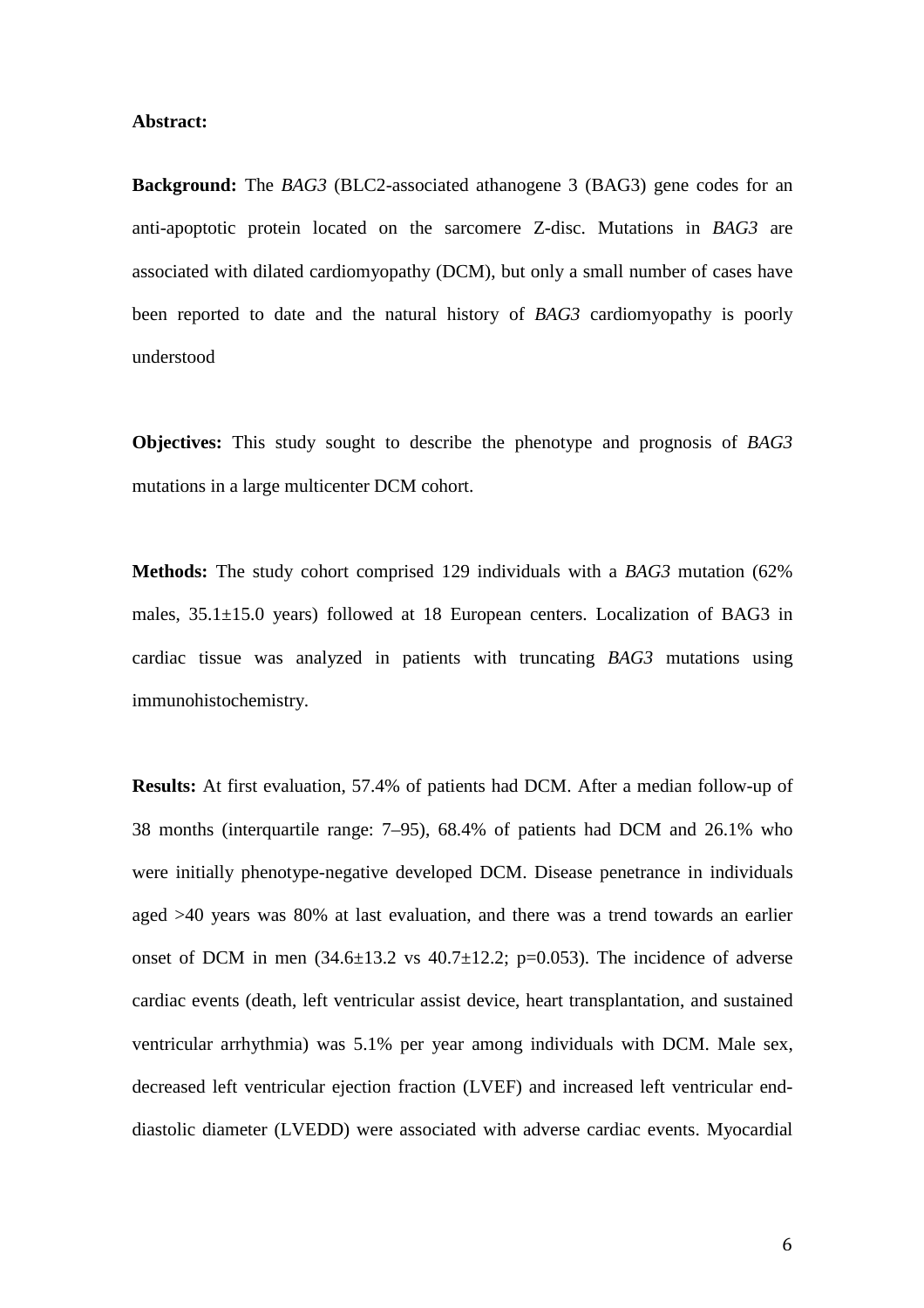**Abstract:**

**Background:** The *BAG3* (BLC2-associated athanogene 3 (BAG3) gene codes for an anti-apoptotic protein located on the sarcomere Z-disc. Mutations in *BAG3* are associated with dilated cardiomyopathy (DCM), but only a small number of cases have been reported to date and the natural history of *BAG3* cardiomyopathy is poorly understood

**Objectives:** This study sought to describe the phenotype and prognosis of *BAG3* mutations in a large multicenter DCM cohort.

**Methods:** The study cohort comprised 129 individuals with a *BAG3* mutation (62% males, 35.1±15.0 years) followed at 18 European centers. Localization of BAG3 in cardiac tissue was analyzed in patients with truncating *BAG3* mutations using immunohistochemistry.

**Results:** At first evaluation, 57.4% of patients had DCM. After a median follow-up of 38 months (interquartile range: 7–95), 68.4% of patients had DCM and 26.1% who were initially phenotype-negative developed DCM. Disease penetrance in individuals aged >40 years was 80% at last evaluation, and there was a trend towards an earlier onset of DCM in men (34.6±13.2 vs 40.7±12.2; p=0.053). The incidence of adverse cardiac events (death, left ventricular assist device, heart transplantation, and sustained ventricular arrhythmia) was 5.1% per year among individuals with DCM. Male sex, decreased left ventricular ejection fraction (LVEF) and increased left ventricular end-diastolic diameter (LVEDD) were associated with adverse cardiac events. Myocardial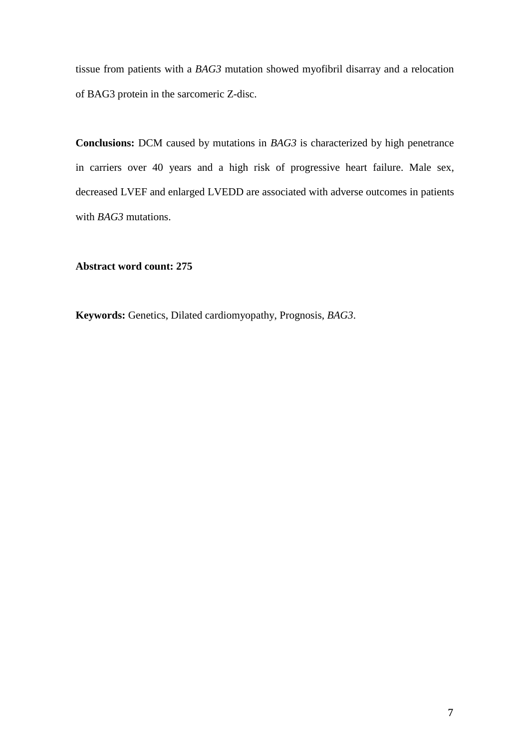tissue from patients with a *BAG3* mutation showed myofibril disarray and a relocation of BAG3 protein in the sarcomeric Z-disc.

**Conclusions:** DCM caused by mutations in *BAG3* is characterized by high penetrance in carriers over 40 years and a high risk of progressive heart failure. Male sex, decreased LVEF and enlarged LVEDD are associated with adverse outcomes in patients with *BAG3* mutations.

**Abstract word count: 275**

**Keywords:** Genetics, Dilated cardiomyopathy, Prognosis, *BAG3*.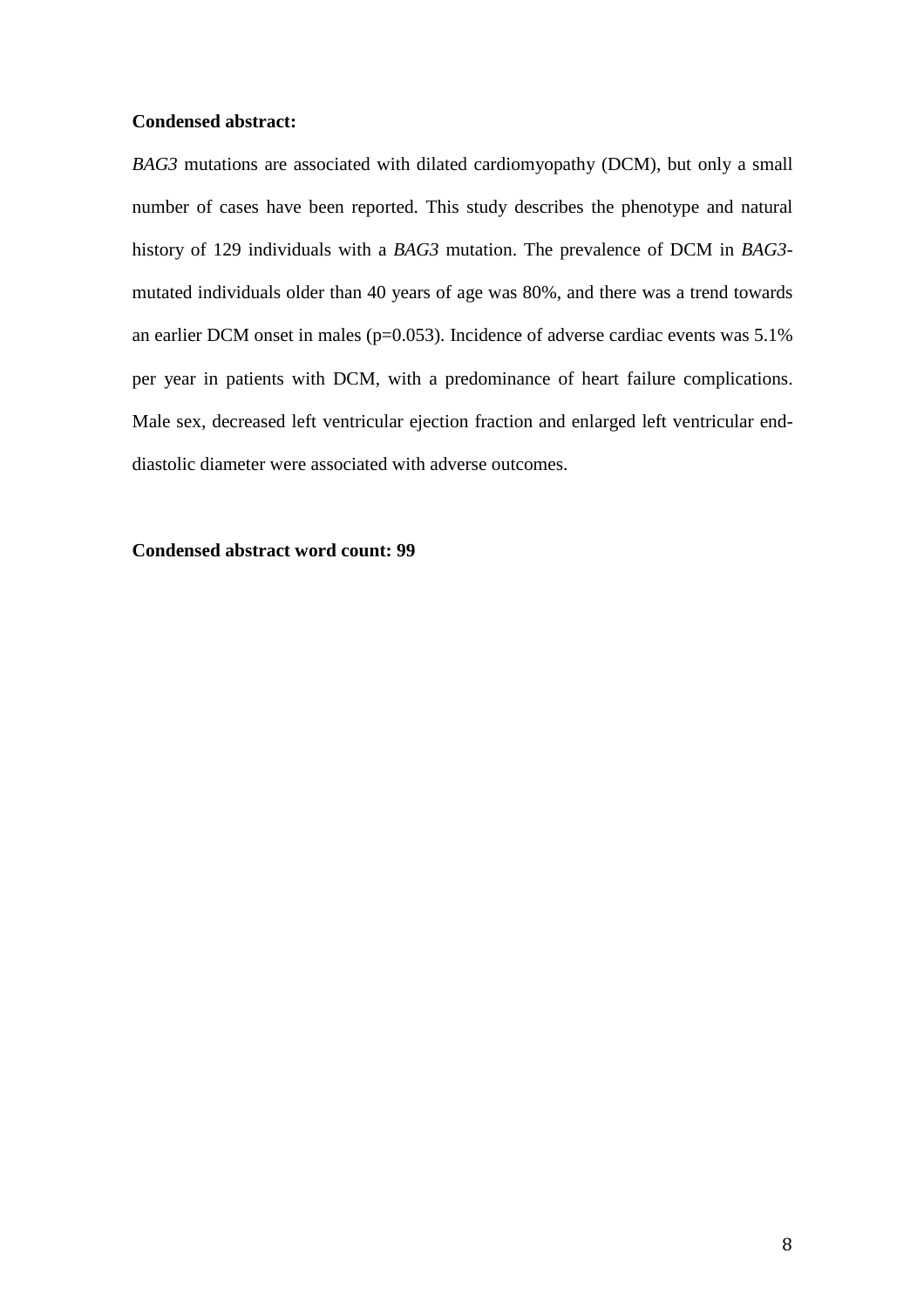**Condensed abstract:**

*BAG3* mutations are associated with dilated cardiomyopathy (DCM), but only a small number of cases have been reported. This study describes the phenotype and natural history of 129 individuals with a *BAG3* mutation. The prevalence of DCM in *BAG3*-mutated individuals older than 40 years of age was 80%, and there was a trend towards an earlier DCM onset in males ($p=0.053$). Incidence of adverse cardiac events was 5.1% per year in patients with DCM, with a predominance of heart failure complications. Male sex, decreased left ventricular ejection fraction and enlarged left ventricular end-diastolic diameter were associated with adverse outcomes.

**Condensed abstract word count: 99**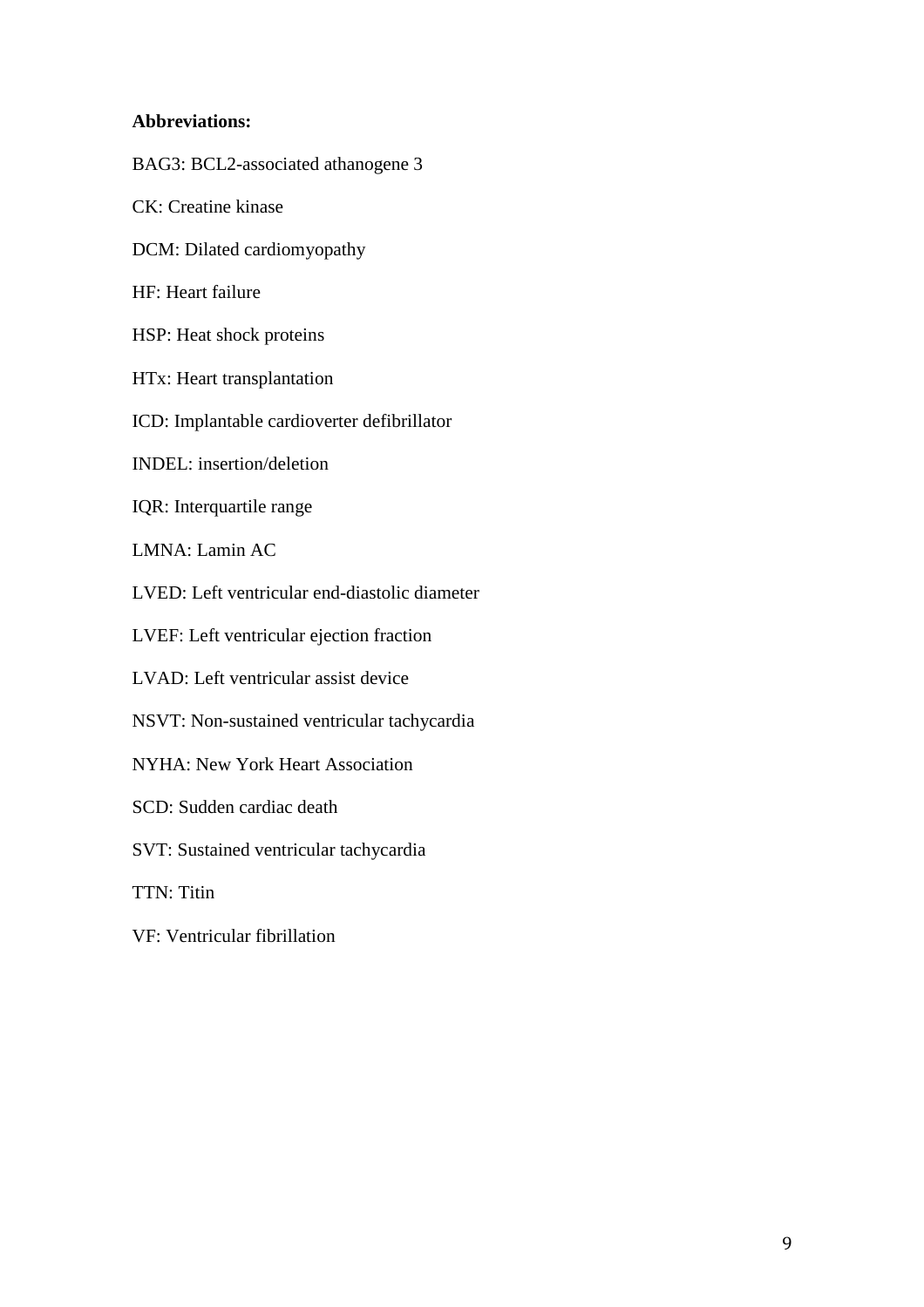**Abbreviations:**

BAG3: BCL2-associated athanogene 3

CK: Creatine kinase

DCM: Dilated cardiomyopathy

HF: Heart failure

HSP: Heat shock proteins

HTx: Heart transplantation

ICD: Implantable cardioverter defibrillator

INDEL: insertion/deletion

IQR: Interquartile range

LMNA: Lamin AC

LVED: Left ventricular end-diastolic diameter

LVEF: Left ventricular ejection fraction

LVAD: Left ventricular assist device

NSVT: Non-sustained ventricular tachycardia

NYHA: New York Heart Association

SCD: Sudden cardiac death

SVT: Sustained ventricular tachycardia

TTN: Titin

VF: Ventricular fibrillation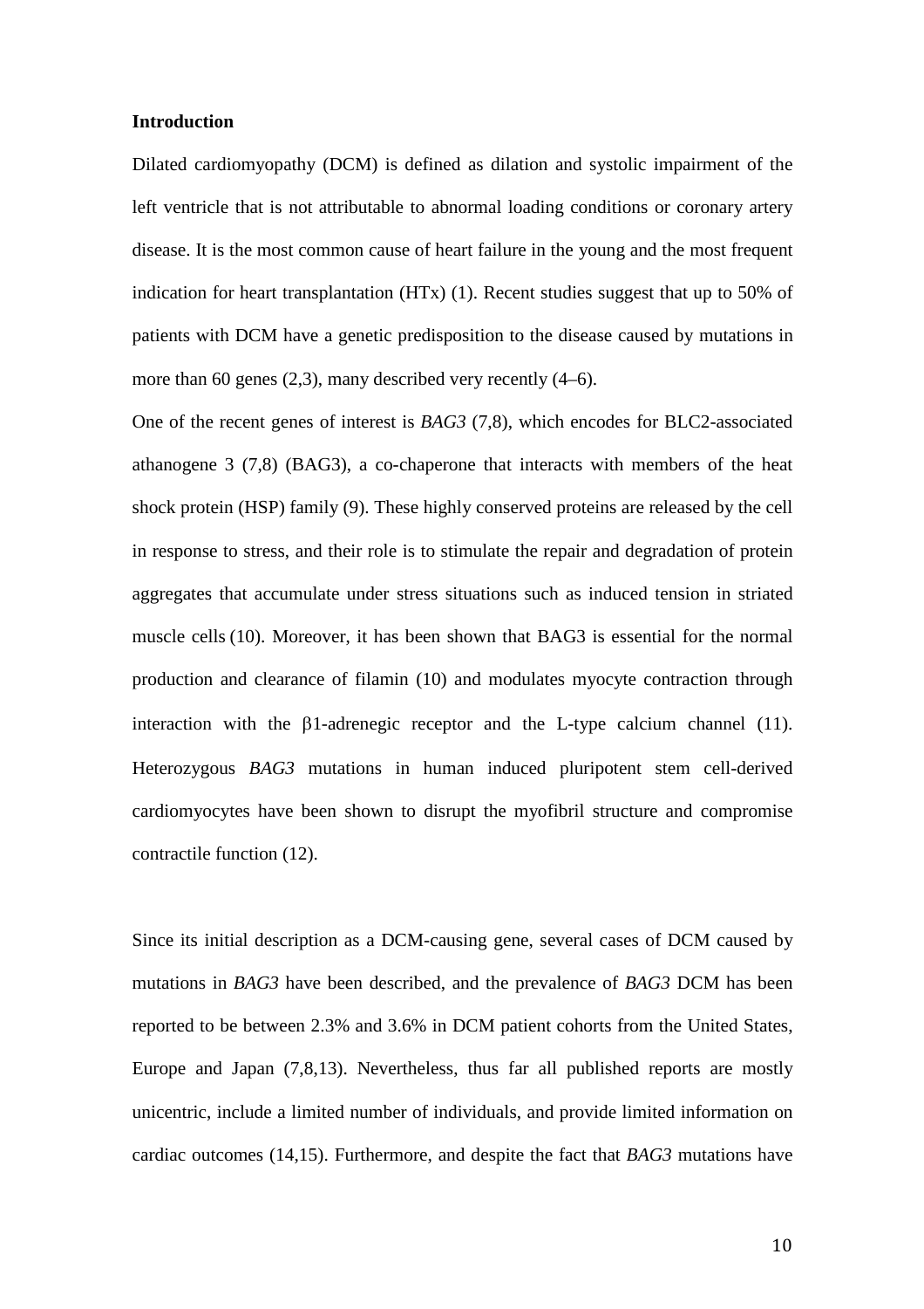**Introduction**

Dilated cardiomyopathy (DCM) is defined as dilation and systolic impairment of the left ventricle that is not attributable to abnormal loading conditions or coronary artery disease. It is the most common cause of heart failure in the young and the most frequent indication for heart transplantation (HTx) (1). Recent studies suggest that up to 50% of patients with DCM have a genetic predisposition to the disease caused by mutations in more than 60 genes (2,3), many described very recently (4–6).

One of the recent genes of interest is *BAG3* (7,8), which encodes for BLC2-associated athanogene 3 (7,8) (BAG3), a co-chaperone that interacts with members of the heat shock protein (HSP) family (9). These highly conserved proteins are released by the cell in response to stress, and their role is to stimulate the repair and degradation of protein aggregates that accumulate under stress situations such as induced tension in striated muscle cells (10). Moreover, it has been shown that BAG3 is essential for the normal production and clearance of filamin (10) and modulates myocyte contraction through interaction with the β1-adrenegic receptor and the L-type calcium channel (11). Heterozygous *BAG3* mutations in human induced pluripotent stem cell-derived cardiomyocytes have been shown to disrupt the myofibril structure and compromise contractile function (12).

Since its initial description as a DCM-causing gene, several cases of DCM caused by mutations in *BAG3* have been described, and the prevalence of *BAG3* DCM has been reported to be between 2.3% and 3.6% in DCM patient cohorts from the United States, Europe and Japan (7,8,13). Nevertheless, thus far all published reports are mostly unicentric, include a limited number of individuals, and provide limited information on cardiac outcomes (14,15). Furthermore, and despite the fact that *BAG3* mutations have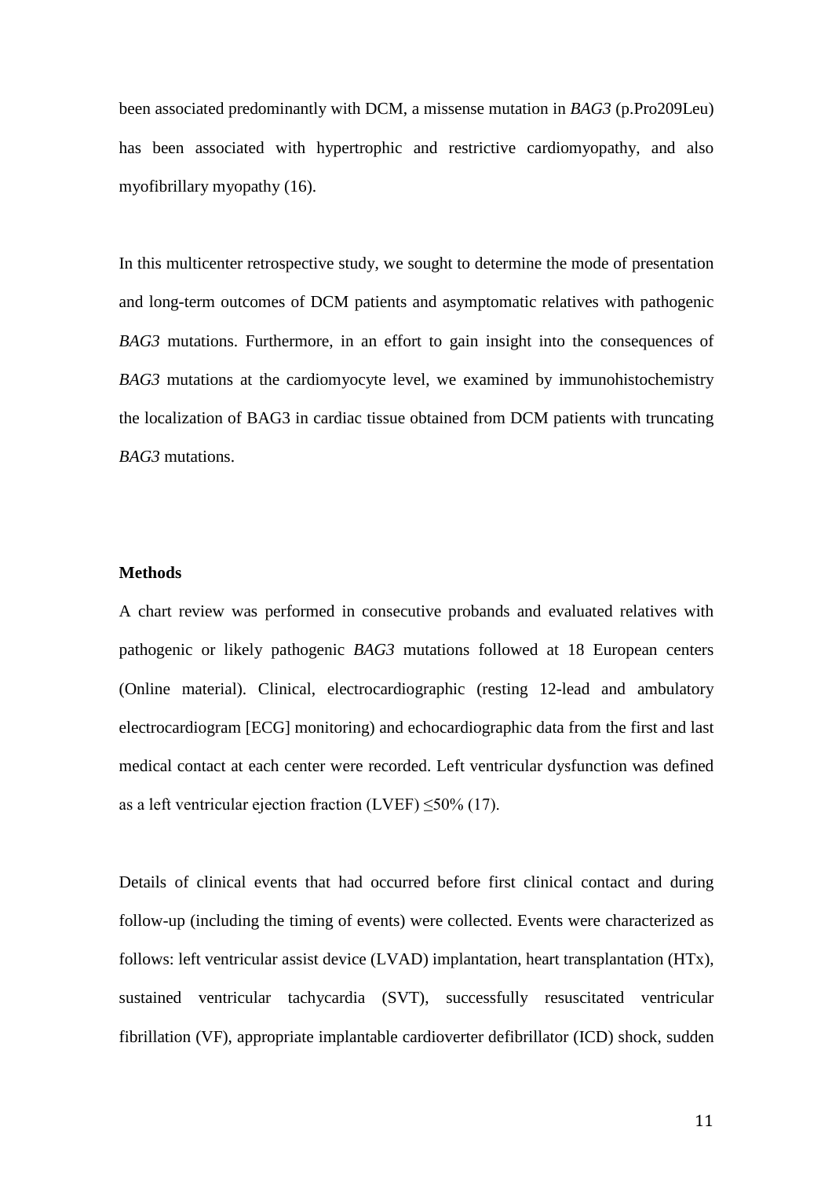been associated predominantly with DCM, a missense mutation in *BAG3* (p.Pro209Leu) has been associated with hypertrophic and restrictive cardiomyopathy, and also myofibrillary myopathy (16).

In this multicenter retrospective study, we sought to determine the mode of presentation and long-term outcomes of DCM patients and asymptomatic relatives with pathogenic *BAG3* mutations. Furthermore, in an effort to gain insight into the consequences of *BAG3* mutations at the cardiomyocyte level, we examined by immunohistochemistry the localization of BAG3 in cardiac tissue obtained from DCM patients with truncating *BAG3* mutations.

**Methods**

A chart review was performed in consecutive probands and evaluated relatives with pathogenic or likely pathogenic *BAG3* mutations followed at 18 European centers (Online material). Clinical, electrocardiographic (resting 12-lead and ambulatory electrocardiogram [ECG] monitoring) and echocardiographic data from the first and last medical contact at each center were recorded. Left ventricular dysfunction was defined as a left ventricular ejection fraction (LVEF) $\leq$50% (17).

Details of clinical events that had occurred before first clinical contact and during follow-up (including the timing of events) were collected. Events were characterized as follows: left ventricular assist device (LVAD) implantation, heart transplantation (HTx), sustained ventricular tachycardia (SVT), successfully resuscitated ventricular fibrillation (VF), appropriate implantable cardioverter defibrillator (ICD) shock, sudden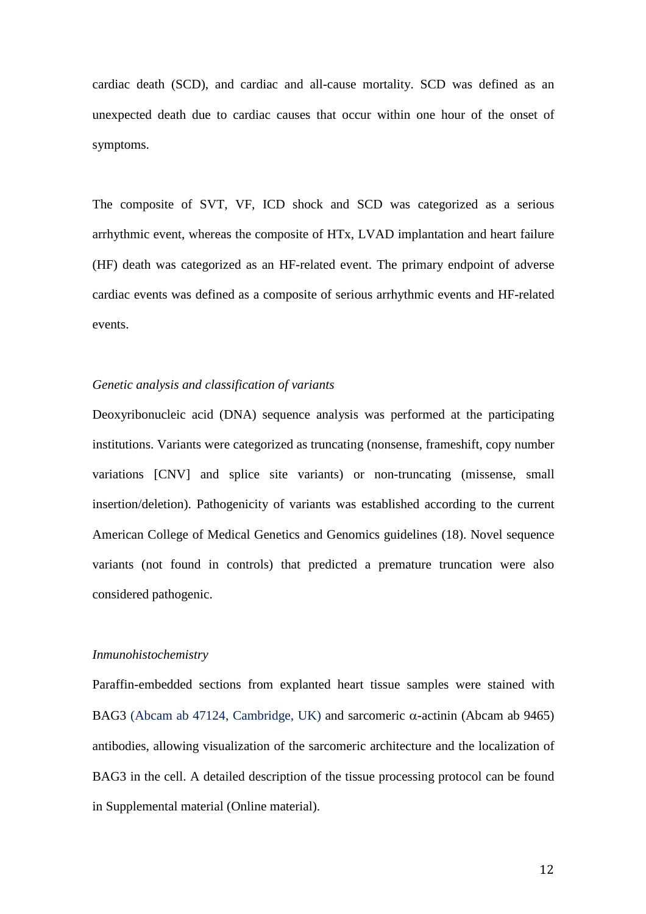cardiac death (SCD), and cardiac and all-cause mortality. SCD was defined as an unexpected death due to cardiac causes that occur within one hour of the onset of symptoms.

The composite of SVT, VF, ICD shock and SCD was categorized as a serious arrhythmic event, whereas the composite of HTx, LVAD implantation and heart failure (HF) death was categorized as an HF-related event. The primary endpoint of adverse cardiac events was defined as a composite of serious arrhythmic events and HF-related events.

*Genetic analysis and classification of variants*

Deoxyribonucleic acid (DNA) sequence analysis was performed at the participating institutions. Variants were categorized as truncating (nonsense, frameshift, copy number variations [CNV] and splice site variants) or non-truncating (missense, small insertion/deletion). Pathogenicity of variants was established according to the current American College of Medical Genetics and Genomics guidelines (18). Novel sequence variants (not found in controls) that predicted a premature truncation were also considered pathogenic.

*Inmunohistochemistry*

Paraffin-embedded sections from explanted heart tissue samples were stained with BAG3 (Abcam ab 47124, Cambridge, UK) and sarcomeric α-actinin (Abcam ab 9465) antibodies, allowing visualization of the sarcomeric architecture and the localization of BAG3 in the cell. A detailed description of the tissue processing protocol can be found in Supplemental material (Online material).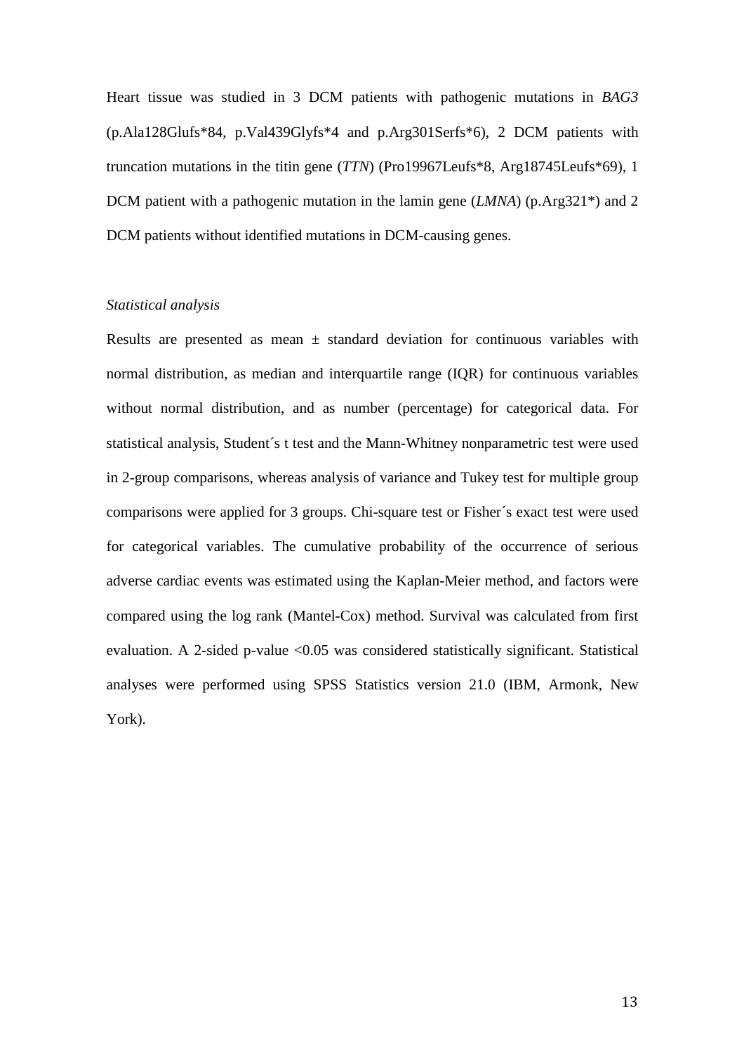Heart tissue was studied in 3 DCM patients with pathogenic mutations in *BAG3* (p.Ala128Glufs*84, p.Val439Glyfs*4 and p.Arg301Serfs*6), 2 DCM patients with truncation mutations in the titin gene (*TTN*) (Pro19967Leufs*8, Arg18745Leufs*69), 1 DCM patient with a pathogenic mutation in the lamin gene (*LMNA*) (p.Arg321*) and 2 DCM patients without identified mutations in DCM-causing genes.

*Statistical analysis*

Results are presented as mean ± standard deviation for continuous variables with normal distribution, as median and interquartile range (IQR) for continuous variables without normal distribution, and as number (percentage) for categorical data. For statistical analysis, Student´s t test and the Mann-Whitney nonparametric test were used in 2-group comparisons, whereas analysis of variance and Tukey test for multiple group comparisons were applied for 3 groups. Chi-square test or Fisher´s exact test were used for categorical variables. The cumulative probability of the occurrence of serious adverse cardiac events was estimated using the Kaplan-Meier method, and factors were compared using the log rank (Mantel-Cox) method. Survival was calculated from first evaluation. A 2-sided p-value <0.05 was considered statistically significant. Statistical analyses were performed using SPSS Statistics version 21.0 (IBM, Armonk, New York).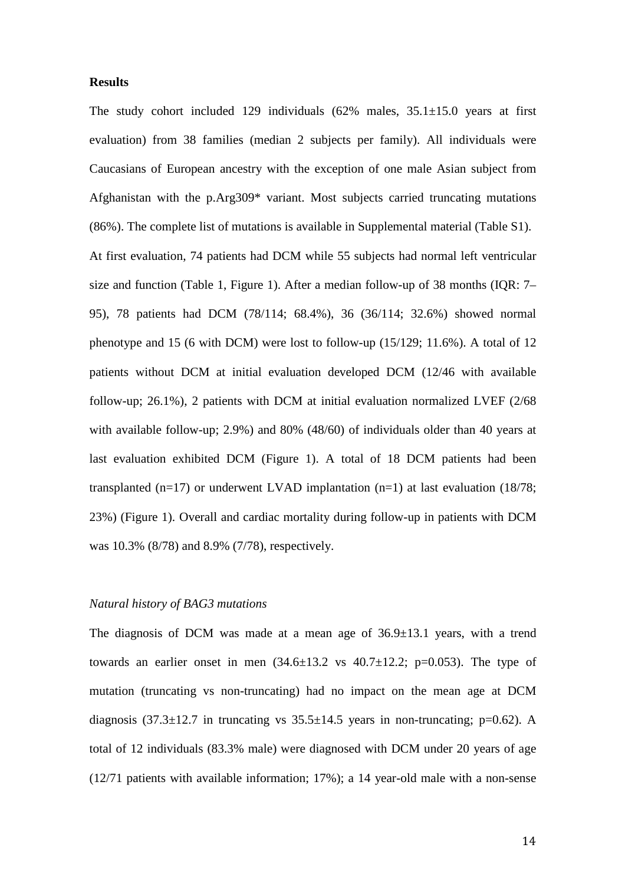**Results**

The study cohort included 129 individuals (62% males, 35.1±15.0 years at first evaluation) from 38 families (median 2 subjects per family). All individuals were Caucasians of European ancestry with the exception of one male Asian subject from Afghanistan with the p.Arg309* variant. Most subjects carried truncating mutations (86%). The complete list of mutations is available in Supplemental material (Table S1).

At first evaluation, 74 patients had DCM while 55 subjects had normal left ventricular size and function (Table 1, Figure 1). After a median follow-up of 38 months (IQR: 7–95), 78 patients had DCM (78/114; 68.4%), 36 (36/114; 32.6%) showed normal phenotype and 15 (6 with DCM) were lost to follow-up (15/129; 11.6%). A total of 12 patients without DCM at initial evaluation developed DCM (12/46 with available follow-up; 26.1%), 2 patients with DCM at initial evaluation normalized LVEF (2/68 with available follow-up; 2.9%) and 80% (48/60) of individuals older than 40 years at last evaluation exhibited DCM (Figure 1). A total of 18 DCM patients had been transplanted (n=17) or underwent LVAD implantation (n=1) at last evaluation (18/78; 23%) (Figure 1). Overall and cardiac mortality during follow-up in patients with DCM was 10.3% (8/78) and 8.9% (7/78), respectively.

*Natural history of BAG3 mutations*

The diagnosis of DCM was made at a mean age of 36.9±13.1 years, with a trend towards an earlier onset in men (34.6±13.2 vs 40.7±12.2; p=0.053). The type of mutation (truncating vs non-truncating) had no impact on the mean age at DCM diagnosis (37.3±12.7 in truncating vs 35.5±14.5 years in non-truncating; p=0.62). A total of 12 individuals (83.3% male) were diagnosed with DCM under 20 years of age (12/71 patients with available information; 17%); a 14 year-old male with a non-sense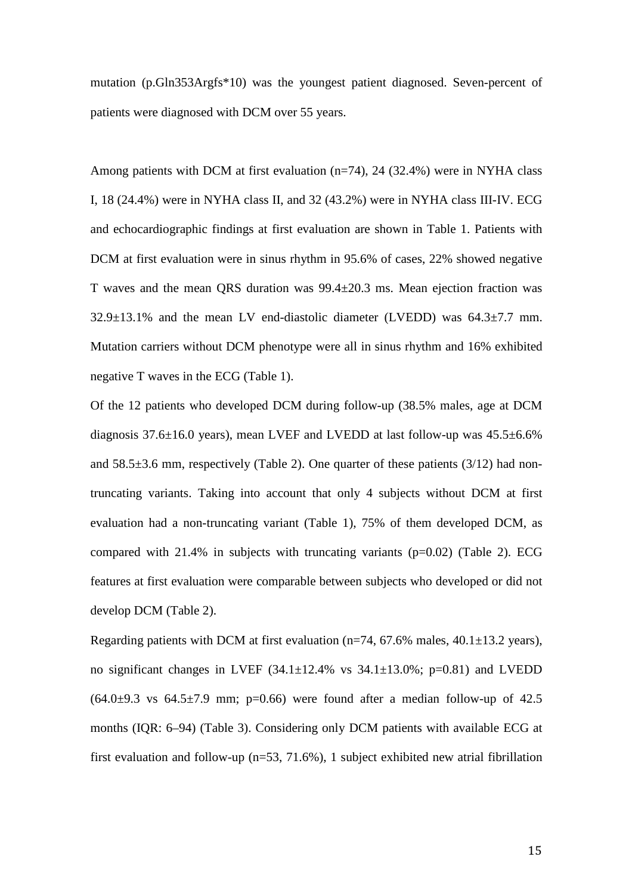mutation (p.Gln353Argfs*10) was the youngest patient diagnosed. Seven-percent of patients were diagnosed with DCM over 55 years.

Among patients with DCM at first evaluation (n=74), 24 (32.4%) were in NYHA class I, 18 (24.4%) were in NYHA class II, and 32 (43.2%) were in NYHA class III-IV. ECG and echocardiographic findings at first evaluation are shown in Table 1. Patients with DCM at first evaluation were in sinus rhythm in 95.6% of cases, 22% showed negative T waves and the mean QRS duration was 99.4±20.3 ms. Mean ejection fraction was 32.9±13.1% and the mean LV end-diastolic diameter (LVEDD) was 64.3±7.7 mm. Mutation carriers without DCM phenotype were all in sinus rhythm and 16% exhibited negative T waves in the ECG (Table 1).

Of the 12 patients who developed DCM during follow-up (38.5% males, age at DCM diagnosis 37.6±16.0 years), mean LVEF and LVEDD at last follow-up was 45.5±6.6% and 58.5±3.6 mm, respectively (Table 2). One quarter of these patients (3/12) had non-truncating variants. Taking into account that only 4 subjects without DCM at first evaluation had a non-truncating variant (Table 1), 75% of them developed DCM, as compared with 21.4% in subjects with truncating variants (p=0.02) (Table 2). ECG features at first evaluation were comparable between subjects who developed or did not develop DCM (Table 2).

Regarding patients with DCM at first evaluation (n=74, 67.6% males, 40.1±13.2 years), no significant changes in LVEF (34.1±12.4% vs 34.1±13.0%; p=0.81) and LVEDD (64.0±9.3 vs 64.5±7.9 mm; p=0.66) were found after a median follow-up of 42.5 months (IQR: 6–94) (Table 3). Considering only DCM patients with available ECG at first evaluation and follow-up (n=53, 71.6%), 1 subject exhibited new atrial fibrillation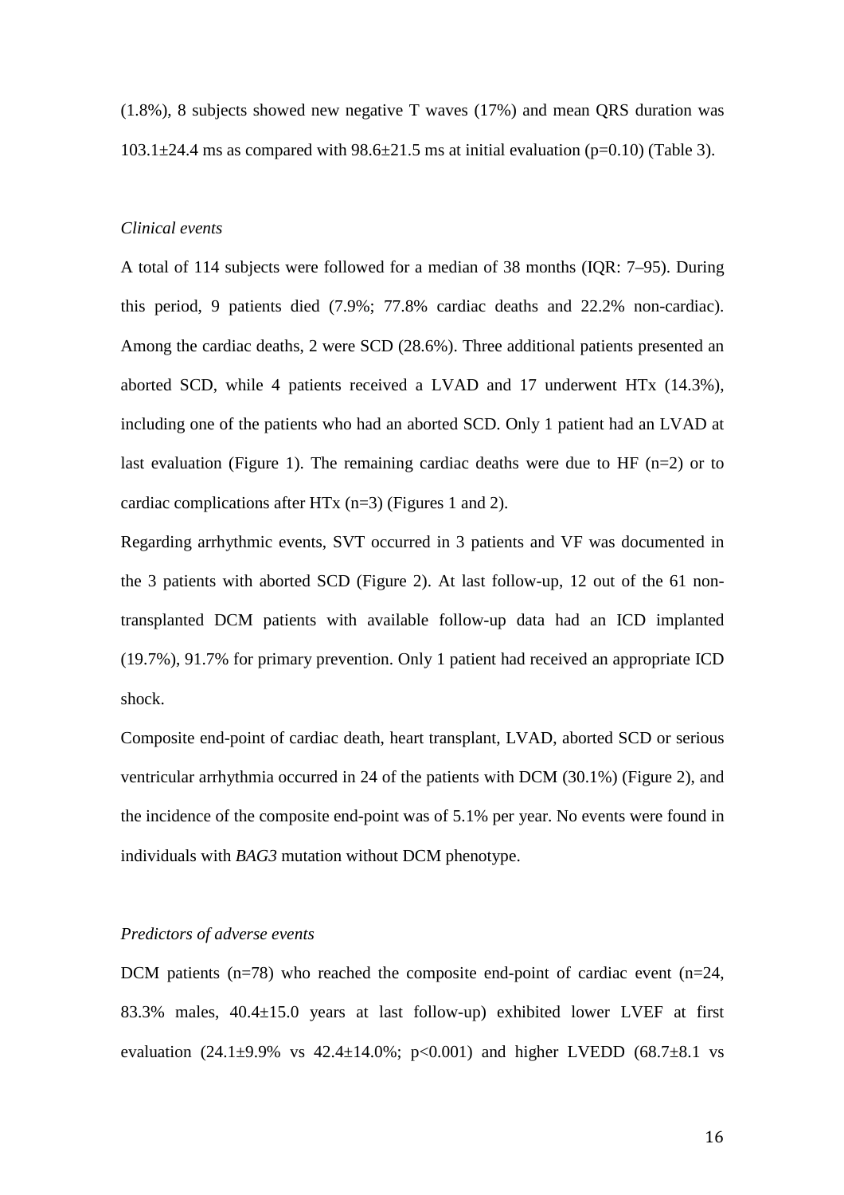(1.8%), 8 subjects showed new negative T waves (17%) and mean QRS duration was 103.1±24.4 ms as compared with 98.6±21.5 ms at initial evaluation (p=0.10) (Table 3).

*Clinical events*

A total of 114 subjects were followed for a median of 38 months (IQR: 7–95). During this period, 9 patients died (7.9%; 77.8% cardiac deaths and 22.2% non-cardiac). Among the cardiac deaths, 2 were SCD (28.6%). Three additional patients presented an aborted SCD, while 4 patients received a LVAD and 17 underwent HTx (14.3%), including one of the patients who had an aborted SCD. Only 1 patient had an LVAD at last evaluation (Figure 1). The remaining cardiac deaths were due to HF (n=2) or to cardiac complications after HTx (n=3) (Figures 1 and 2).

Regarding arrhythmic events, SVT occurred in 3 patients and VF was documented in the 3 patients with aborted SCD (Figure 2). At last follow-up, 12 out of the 61 non-transplanted DCM patients with available follow-up data had an ICD implanted (19.7%), 91.7% for primary prevention. Only 1 patient had received an appropriate ICD shock.

Composite end-point of cardiac death, heart transplant, LVAD, aborted SCD or serious ventricular arrhythmia occurred in 24 of the patients with DCM (30.1%) (Figure 2), and the incidence of the composite end-point was of 5.1% per year. No events were found in individuals with *BAG3* mutation without DCM phenotype.

*Predictors of adverse events*

DCM patients (n=78) who reached the composite end-point of cardiac event (n=24, 83.3% males, 40.4±15.0 years at last follow-up) exhibited lower LVEF at first evaluation (24.1±9.9% vs 42.4±14.0%; p<0.001) and higher LVEDD (68.7±8.1 vs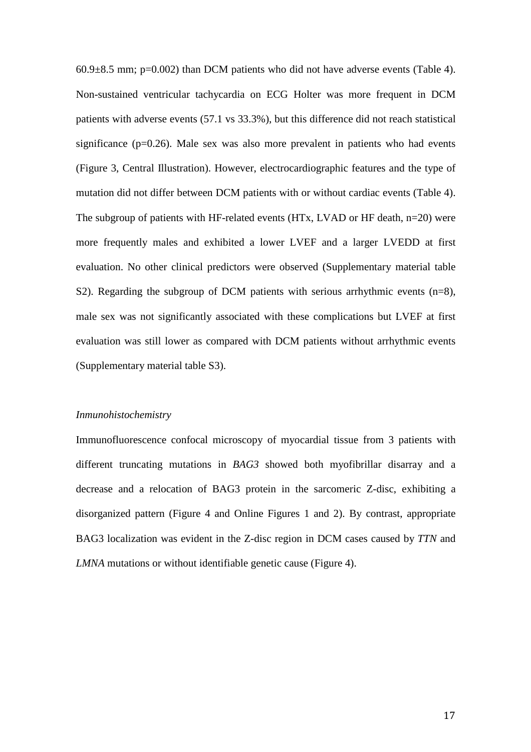60.9±8.5 mm; p=0.002) than DCM patients who did not have adverse events (Table 4). Non-sustained ventricular tachycardia on ECG Holter was more frequent in DCM patients with adverse events (57.1 vs 33.3%), but this difference did not reach statistical significance (p=0.26). Male sex was also more prevalent in patients who had events (Figure 3, Central Illustration). However, electrocardiographic features and the type of mutation did not differ between DCM patients with or without cardiac events (Table 4). The subgroup of patients with HF-related events (HTx, LVAD or HF death, n=20) were more frequently males and exhibited a lower LVEF and a larger LVEDD at first evaluation. No other clinical predictors were observed (Supplementary material table S2). Regarding the subgroup of DCM patients with serious arrhythmic events (n=8), male sex was not significantly associated with these complications but LVEF at first evaluation was still lower as compared with DCM patients without arrhythmic events (Supplementary material table S3).

*Inmunohistochemistry*

Immunofluorescence confocal microscopy of myocardial tissue from 3 patients with different truncating mutations in *BAG3* showed both myofibrillar disarray and a decrease and a relocation of BAG3 protein in the sarcomeric Z-disc, exhibiting a disorganized pattern (Figure 4 and Online Figures 1 and 2). By contrast, appropriate BAG3 localization was evident in the Z-disc region in DCM cases caused by *TTN* and *LMNA* mutations or without identifiable genetic cause (Figure 4).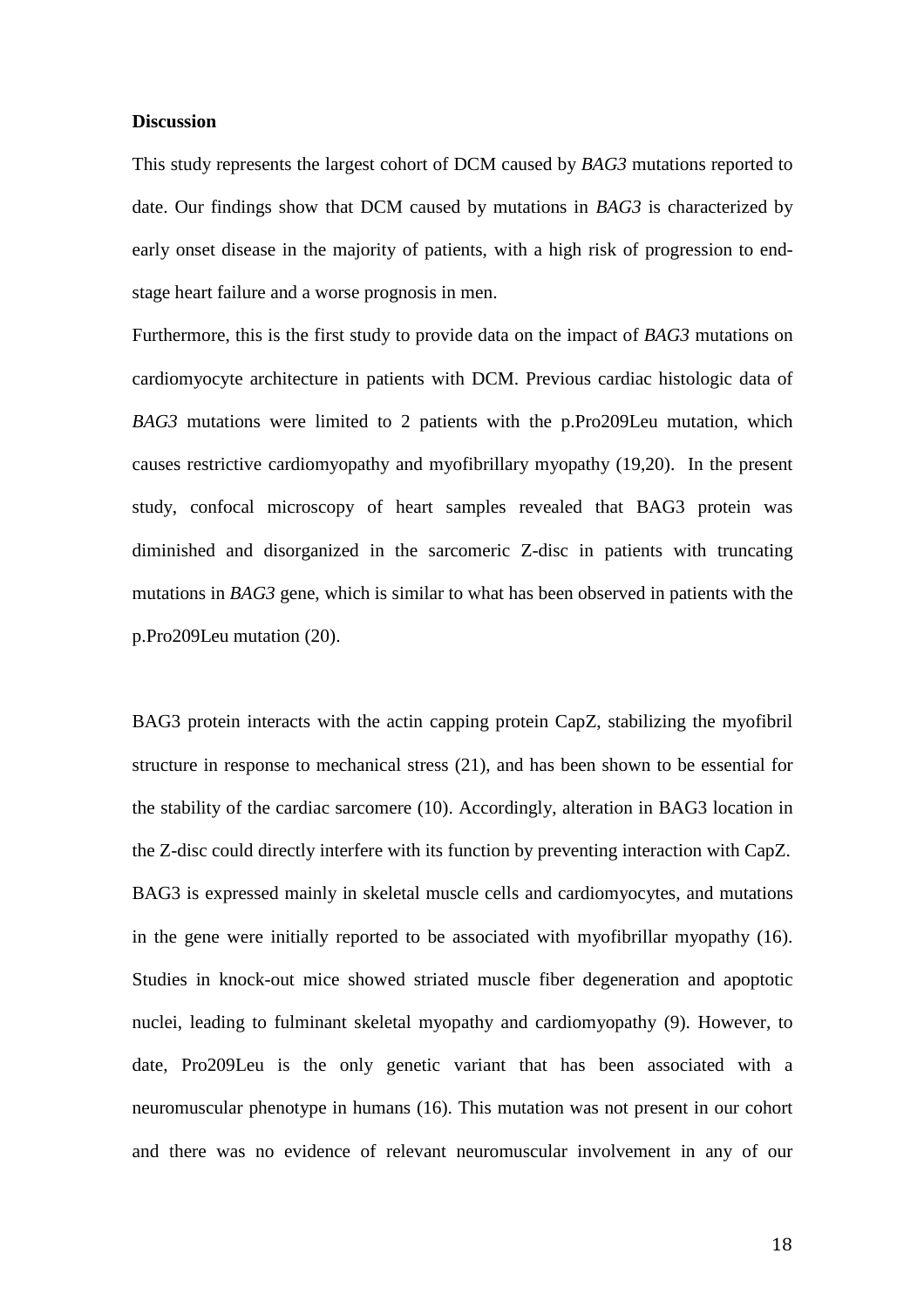**Discussion**

This study represents the largest cohort of DCM caused by *BAG3* mutations reported to date. Our findings show that DCM caused by mutations in *BAG3* is characterized by early onset disease in the majority of patients, with a high risk of progression to end-stage heart failure and a worse prognosis in men.

Furthermore, this is the first study to provide data on the impact of *BAG3* mutations on cardiomyocyte architecture in patients with DCM. Previous cardiac histologic data of *BAG3* mutations were limited to 2 patients with the p.Pro209Leu mutation, which causes restrictive cardiomyopathy and myofibrillary myopathy (19,20). In the present study, confocal microscopy of heart samples revealed that BAG3 protein was diminished and disorganized in the sarcomeric Z-disc in patients with truncating mutations in *BAG3* gene, which is similar to what has been observed in patients with the p.Pro209Leu mutation (20).

BAG3 protein interacts with the actin capping protein CapZ, stabilizing the myofibril structure in response to mechanical stress (21), and has been shown to be essential for the stability of the cardiac sarcomere (10). Accordingly, alteration in BAG3 location in the Z-disc could directly interfere with its function by preventing interaction with CapZ. BAG3 is expressed mainly in skeletal muscle cells and cardiomyocytes, and mutations in the gene were initially reported to be associated with myofibrillar myopathy (16). Studies in knock-out mice showed striated muscle fiber degeneration and apoptotic nuclei, leading to fulminant skeletal myopathy and cardiomyopathy (9). However, to date, Pro209Leu is the only genetic variant that has been associated with a neuromuscular phenotype in humans (16). This mutation was not present in our cohort and there was no evidence of relevant neuromuscular involvement in any of our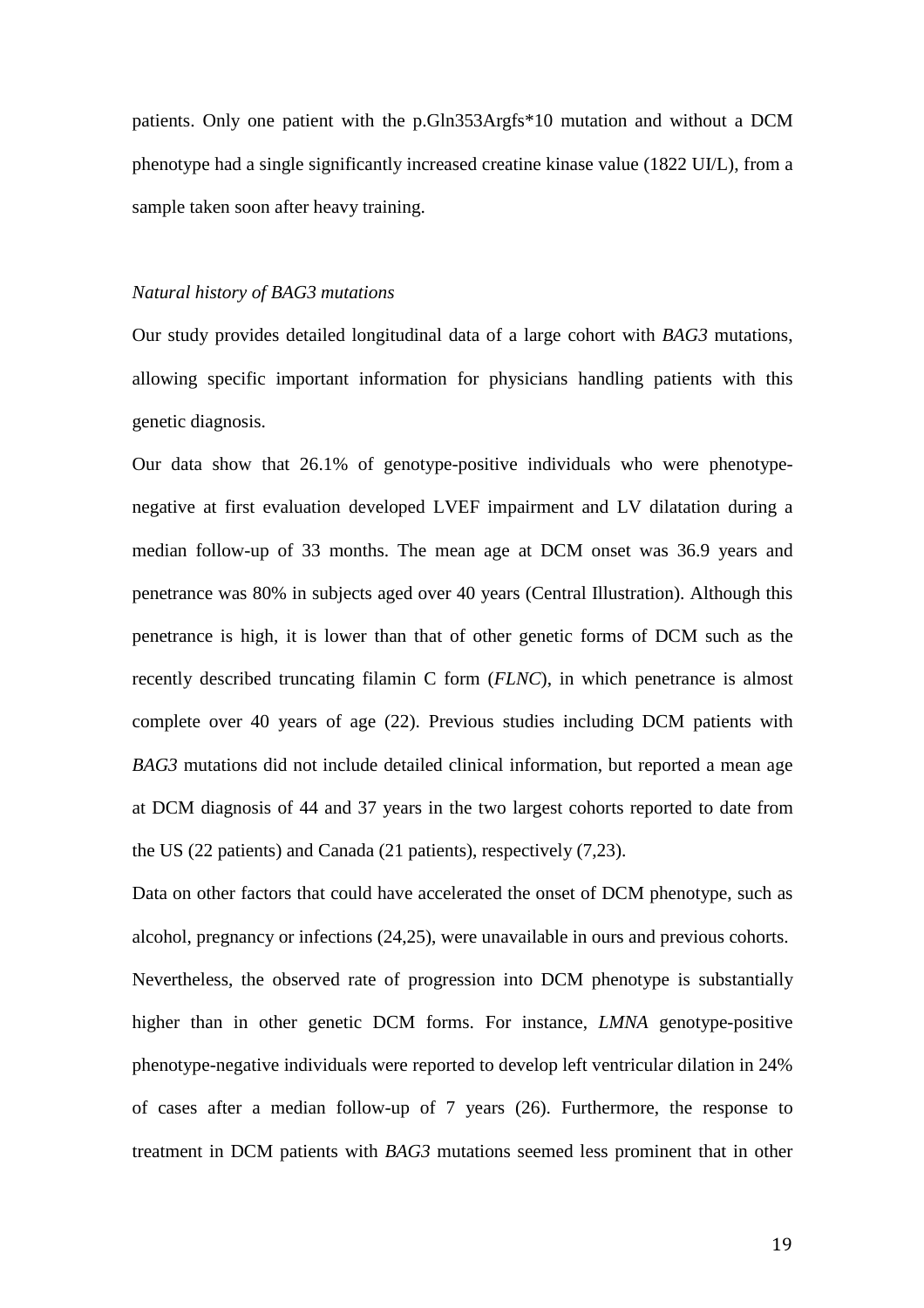patients. Only one patient with the p.Gln353Argfs*10 mutation and without a DCM phenotype had a single significantly increased creatine kinase value (1822 UI/L), from a sample taken soon after heavy training.

### *Natural history of BAG3 mutations*

Our study provides detailed longitudinal data of a large cohort with *BAG3* mutations, allowing specific important information for physicians handling patients with this genetic diagnosis.

Our data show that 26.1% of genotype-positive individuals who were phenotype-negative at first evaluation developed LVEF impairment and LV dilatation during a median follow-up of 33 months. The mean age at DCM onset was 36.9 years and penetrance was 80% in subjects aged over 40 years (Central Illustration). Although this penetrance is high, it is lower than that of other genetic forms of DCM such as the recently described truncating filamin C form (*FLNC*), in which penetrance is almost complete over 40 years of age (22). Previous studies including DCM patients with *BAG3* mutations did not include detailed clinical information, but reported a mean age at DCM diagnosis of 44 and 37 years in the two largest cohorts reported to date from the US (22 patients) and Canada (21 patients), respectively (7,23).

Data on other factors that could have accelerated the onset of DCM phenotype, such as alcohol, pregnancy or infections (24,25), were unavailable in ours and previous cohorts. Nevertheless, the observed rate of progression into DCM phenotype is substantially higher than in other genetic DCM forms. For instance, *LMNA* genotype-positive phenotype-negative individuals were reported to develop left ventricular dilation in 24% of cases after a median follow-up of 7 years (26). Furthermore, the response to treatment in DCM patients with *BAG3* mutations seemed less prominent that in other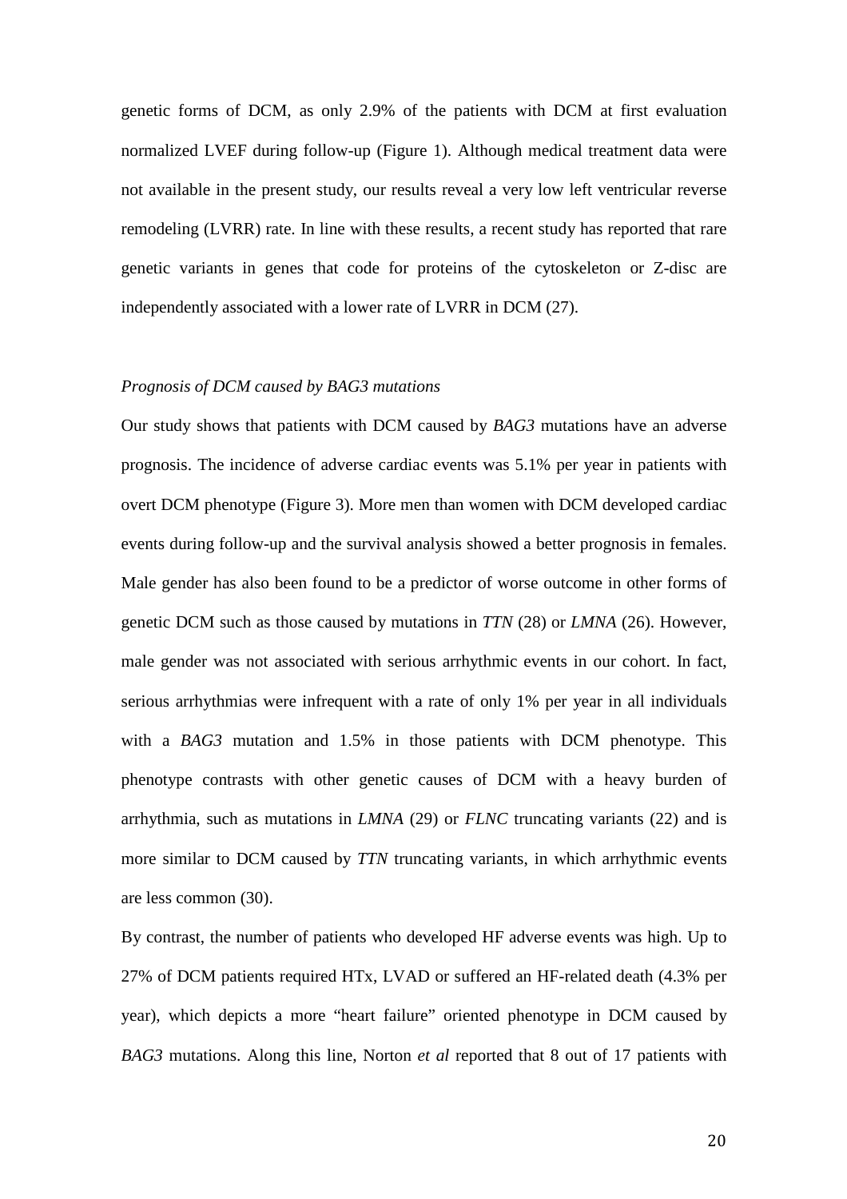genetic forms of DCM, as only 2.9% of the patients with DCM at first evaluation normalized LVEF during follow-up (Figure 1). Although medical treatment data were not available in the present study, our results reveal a very low left ventricular reverse remodeling (LVRR) rate. In line with these results, a recent study has reported that rare genetic variants in genes that code for proteins of the cytoskeleton or Z-disc are independently associated with a lower rate of LVRR in DCM (27).

*Prognosis of DCM caused by BAG3 mutations*

Our study shows that patients with DCM caused by *BAG3* mutations have an adverse prognosis. The incidence of adverse cardiac events was 5.1% per year in patients with overt DCM phenotype (Figure 3). More men than women with DCM developed cardiac events during follow-up and the survival analysis showed a better prognosis in females. Male gender has also been found to be a predictor of worse outcome in other forms of genetic DCM such as those caused by mutations in *TTN* (28) or *LMNA* (26). However, male gender was not associated with serious arrhythmic events in our cohort. In fact, serious arrhythmias were infrequent with a rate of only 1% per year in all individuals with a *BAG3* mutation and 1.5% in those patients with DCM phenotype. This phenotype contrasts with other genetic causes of DCM with a heavy burden of arrhythmia, such as mutations in *LMNA* (29) or *FLNC* truncating variants (22) and is more similar to DCM caused by *TTN* truncating variants, in which arrhythmic events are less common (30).

By contrast, the number of patients who developed HF adverse events was high. Up to 27% of DCM patients required HTx, LVAD or suffered an HF-related death (4.3% per year), which depicts a more "heart failure" oriented phenotype in DCM caused by *BAG3* mutations. Along this line, Norton *et al* reported that 8 out of 17 patients with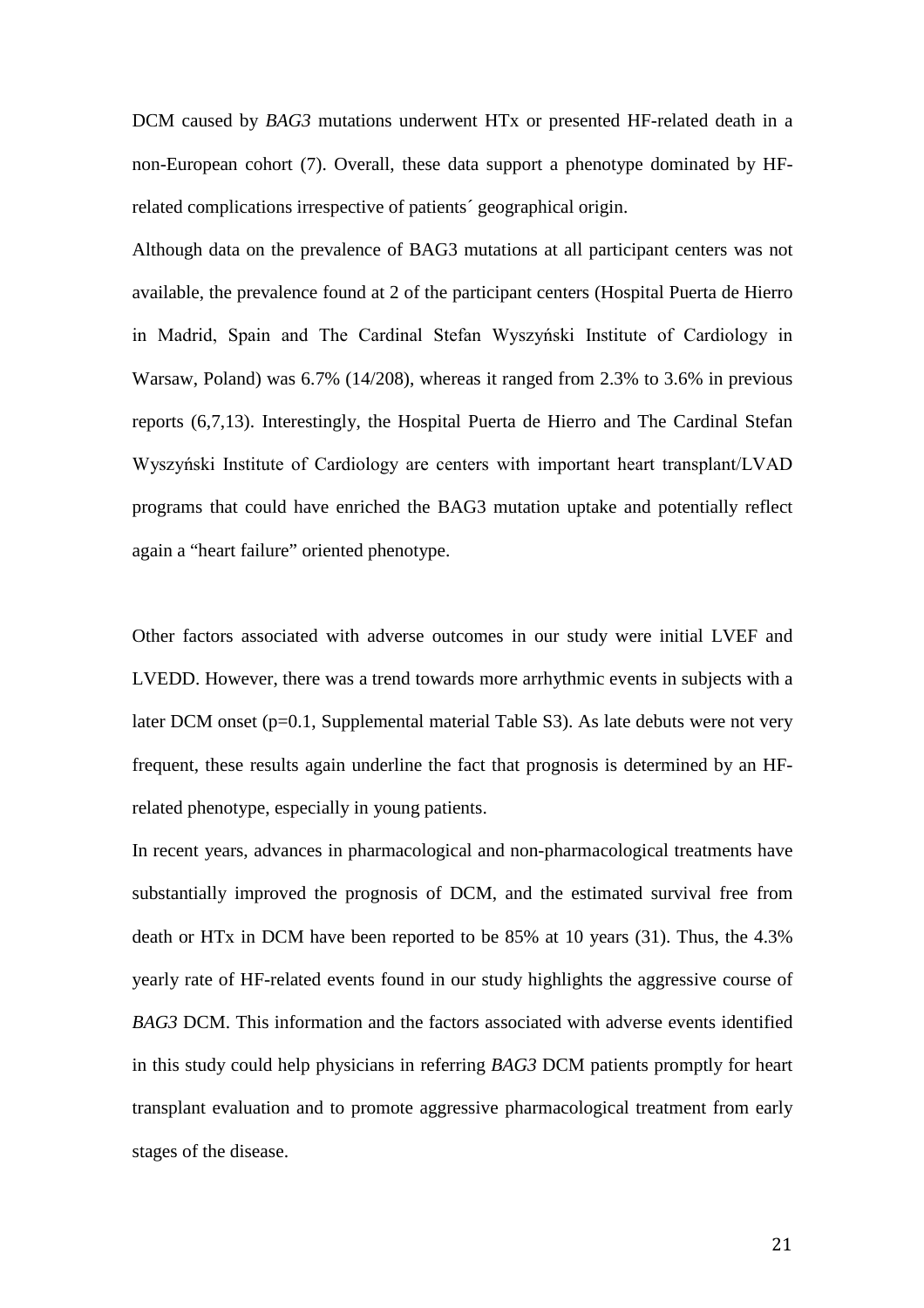DCM caused by *BAG3* mutations underwent HTx or presented HF-related death in a non-European cohort (7). Overall, these data support a phenotype dominated by HF-related complications irrespective of patients´ geographical origin.

Although data on the prevalence of BAG3 mutations at all participant centers was not available, the prevalence found at 2 of the participant centers (Hospital Puerta de Hierro in Madrid, Spain and The Cardinal Stefan Wyszyński Institute of Cardiology in Warsaw, Poland) was 6.7% (14/208), whereas it ranged from 2.3% to 3.6% in previous reports (6,7,13). Interestingly, the Hospital Puerta de Hierro and The Cardinal Stefan Wyszyński Institute of Cardiology are centers with important heart transplant/LVAD programs that could have enriched the BAG3 mutation uptake and potentially reflect again a "heart failure" oriented phenotype.

Other factors associated with adverse outcomes in our study were initial LVEF and LVEDD. However, there was a trend towards more arrhythmic events in subjects with a later DCM onset ($p=0.1$, Supplemental material Table S3). As late debuts were not very frequent, these results again underline the fact that prognosis is determined by an HF-related phenotype, especially in young patients.

In recent years, advances in pharmacological and non-pharmacological treatments have substantially improved the prognosis of DCM, and the estimated survival free from death or HTx in DCM have been reported to be 85% at 10 years (31). Thus, the 4.3% yearly rate of HF-related events found in our study highlights the aggressive course of *BAG3* DCM. This information and the factors associated with adverse events identified in this study could help physicians in referring *BAG3* DCM patients promptly for heart transplant evaluation and to promote aggressive pharmacological treatment from early stages of the disease.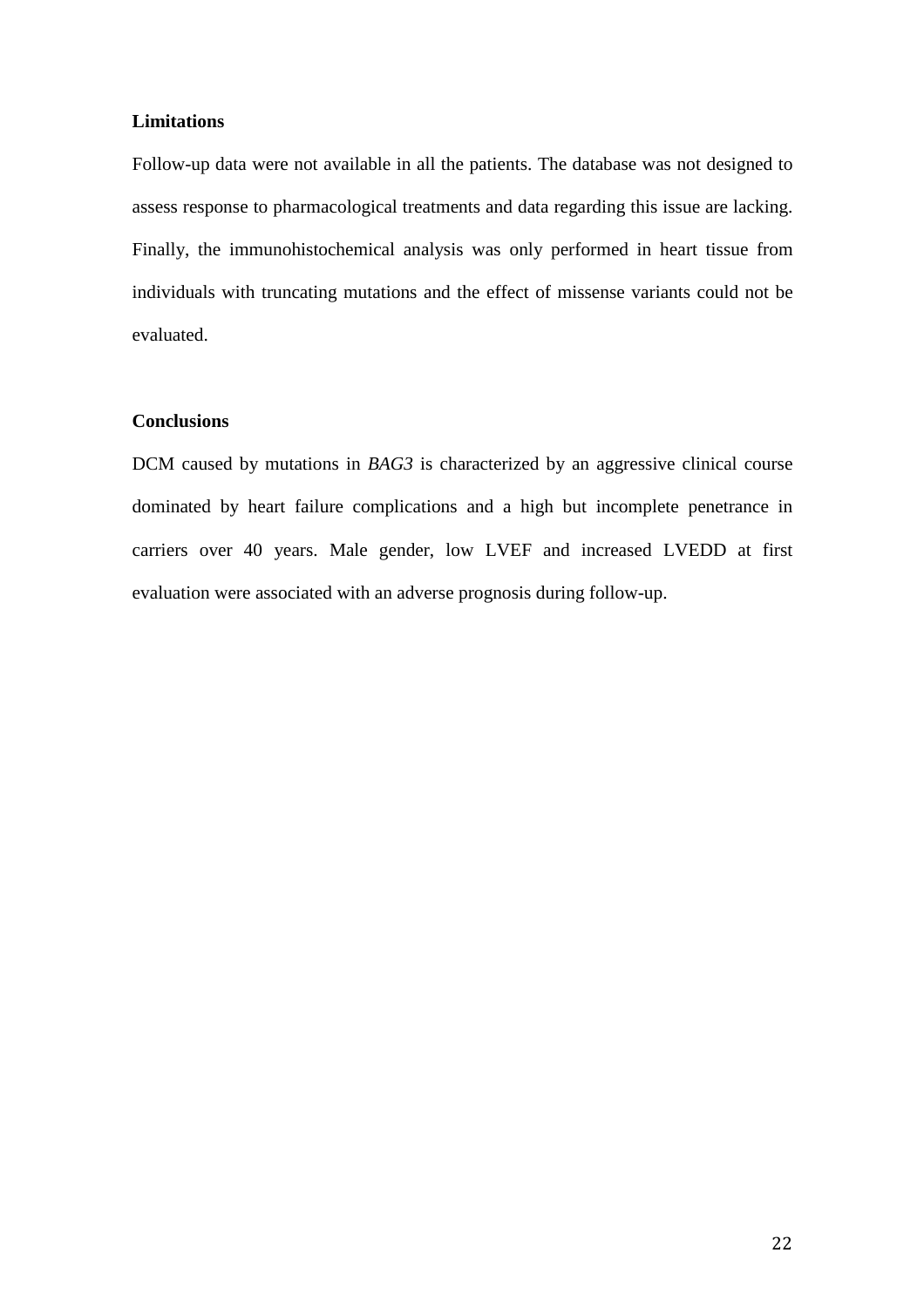**Limitations**

Follow-up data were not available in all the patients. The database was not designed to assess response to pharmacological treatments and data regarding this issue are lacking. Finally, the immunohistochemical analysis was only performed in heart tissue from individuals with truncating mutations and the effect of missense variants could not be evaluated.

**Conclusions**

DCM caused by mutations in *BAG3* is characterized by an aggressive clinical course dominated by heart failure complications and a high but incomplete penetrance in carriers over 40 years. Male gender, low LVEF and increased LVEDD at first evaluation were associated with an adverse prognosis during follow-up.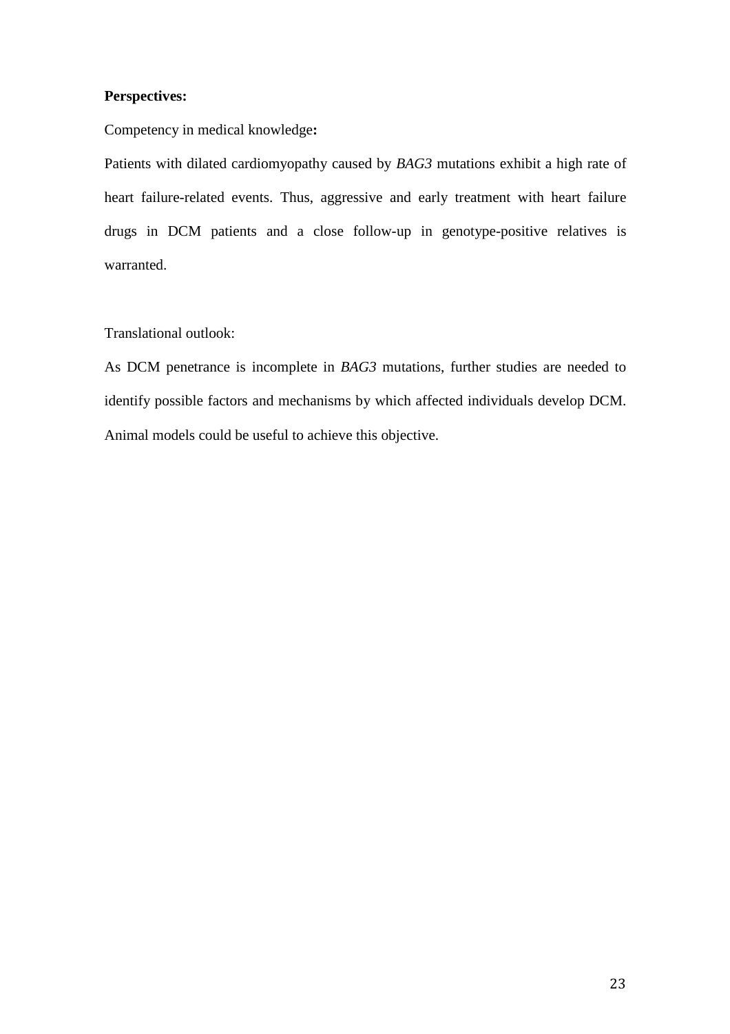**Perspectives:**

Competency in medical knowledge**:**

Patients with dilated cardiomyopathy caused by *BAG3* mutations exhibit a high rate of heart failure-related events. Thus, aggressive and early treatment with heart failure drugs in DCM patients and a close follow-up in genotype-positive relatives is warranted.

Translational outlook:

As DCM penetrance is incomplete in *BAG3* mutations, further studies are needed to identify possible factors and mechanisms by which affected individuals develop DCM. Animal models could be useful to achieve this objective.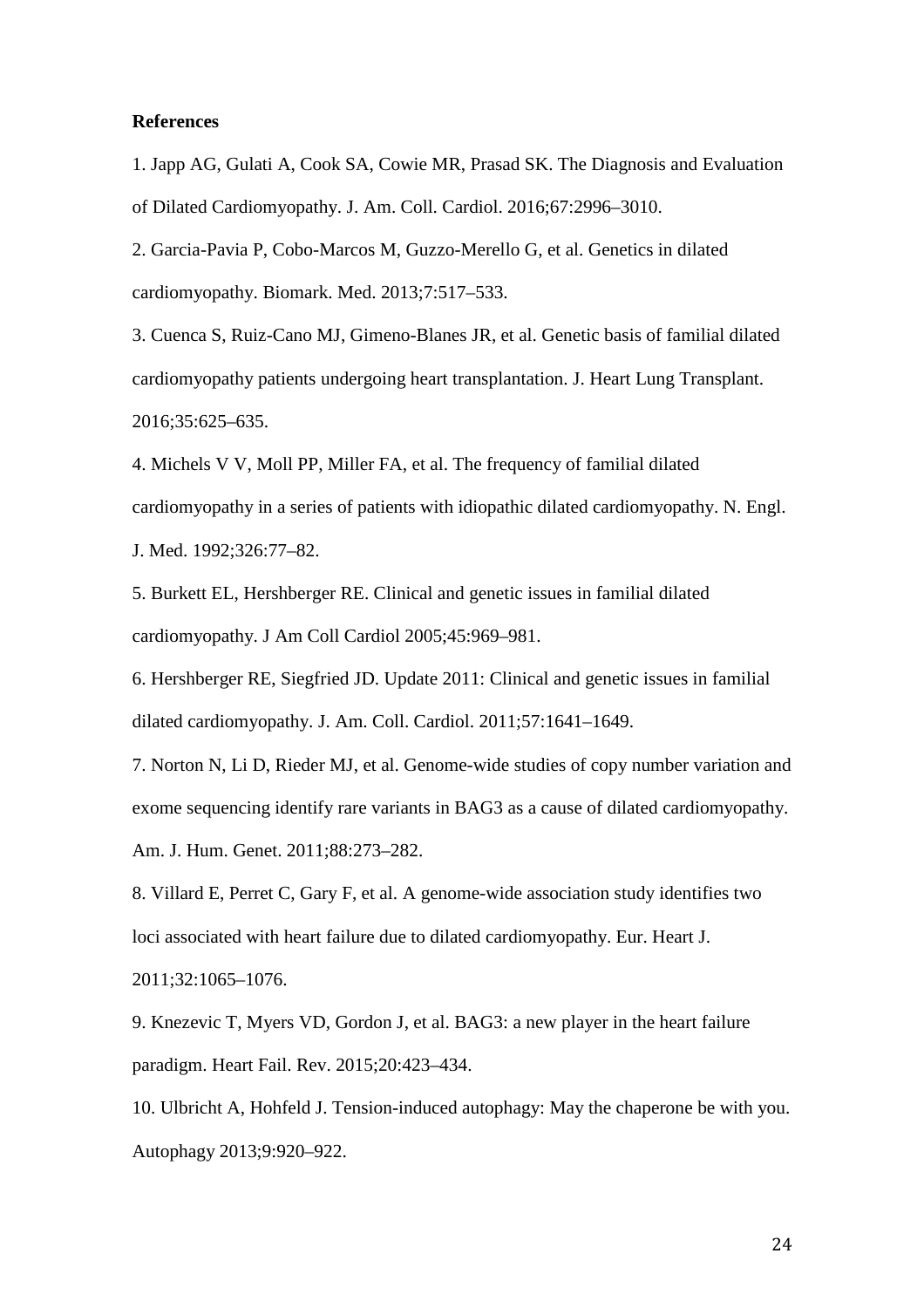**References**

1. Japp AG, Gulati A, Cook SA, Cowie MR, Prasad SK. The Diagnosis and Evaluation of Dilated Cardiomyopathy. J. Am. Coll. Cardiol. 2016;67:2996–3010.

2. Garcia-Pavia P, Cobo-Marcos M, Guzzo-Merello G, et al. Genetics in dilated cardiomyopathy. Biomark. Med. 2013;7:517–533.

3. Cuenca S, Ruiz-Cano MJ, Gimeno-Blanes JR, et al. Genetic basis of familial dilated cardiomyopathy patients undergoing heart transplantation. J. Heart Lung Transplant. 2016;35:625–635.

4. Michels V V, Moll PP, Miller FA, et al. The frequency of familial dilated cardiomyopathy in a series of patients with idiopathic dilated cardiomyopathy. N. Engl. J. Med. 1992;326:77–82.

5. Burkett EL, Hershberger RE. Clinical and genetic issues in familial dilated cardiomyopathy. J Am Coll Cardiol 2005;45:969–981.

6. Hershberger RE, Siegfried JD. Update 2011: Clinical and genetic issues in familial dilated cardiomyopathy. J. Am. Coll. Cardiol. 2011;57:1641–1649.

7. Norton N, Li D, Rieder MJ, et al. Genome-wide studies of copy number variation and exome sequencing identify rare variants in BAG3 as a cause of dilated cardiomyopathy. Am. J. Hum. Genet. 2011;88:273–282.

8. Villard E, Perret C, Gary F, et al. A genome-wide association study identifies two loci associated with heart failure due to dilated cardiomyopathy. Eur. Heart J. 2011;32:1065–1076.

9. Knezevic T, Myers VD, Gordon J, et al. BAG3: a new player in the heart failure paradigm. Heart Fail. Rev. 2015;20:423–434.

10. Ulbricht A, Hohfeld J. Tension-induced autophagy: May the chaperone be with you. Autophagy 2013;9:920–922.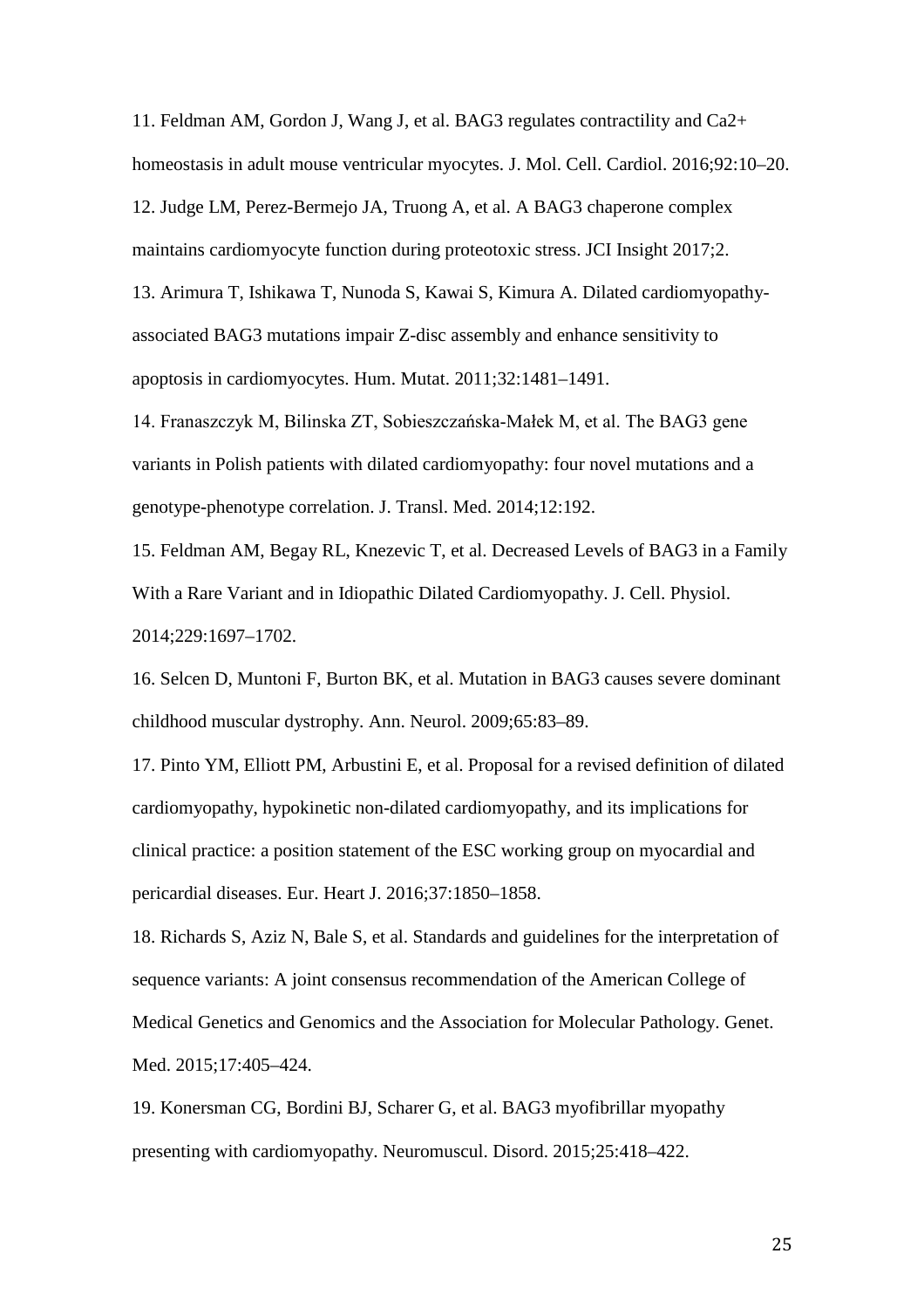11. Feldman AM, Gordon J, Wang J, et al. BAG3 regulates contractility and Ca2+ homeostasis in adult mouse ventricular myocytes. J. Mol. Cell. Cardiol. 2016;92:10–20.

12. Judge LM, Perez-Bermejo JA, Truong A, et al. A BAG3 chaperone complex maintains cardiomyocyte function during proteotoxic stress. JCI Insight 2017;2.

13. Arimura T, Ishikawa T, Nunoda S, Kawai S, Kimura A. Dilated cardiomyopathy-associated BAG3 mutations impair Z-disc assembly and enhance sensitivity to apoptosis in cardiomyocytes. Hum. Mutat. 2011;32:1481–1491.

14. Franaszczyk M, Bilinska ZT, Sobieszczańska-Małek M, et al. The BAG3 gene variants in Polish patients with dilated cardiomyopathy: four novel mutations and a genotype-phenotype correlation. J. Transl. Med. 2014;12:192.

15. Feldman AM, Begay RL, Knezevic T, et al. Decreased Levels of BAG3 in a Family With a Rare Variant and in Idiopathic Dilated Cardiomyopathy. J. Cell. Physiol. 2014;229:1697–1702.

16. Selcen D, Muntoni F, Burton BK, et al. Mutation in BAG3 causes severe dominant childhood muscular dystrophy. Ann. Neurol. 2009;65:83–89.

17. Pinto YM, Elliott PM, Arbustini E, et al. Proposal for a revised definition of dilated cardiomyopathy, hypokinetic non-dilated cardiomyopathy, and its implications for clinical practice: a position statement of the ESC working group on myocardial and pericardial diseases. Eur. Heart J. 2016;37:1850–1858.

18. Richards S, Aziz N, Bale S, et al. Standards and guidelines for the interpretation of sequence variants: A joint consensus recommendation of the American College of Medical Genetics and Genomics and the Association for Molecular Pathology. Genet. Med. 2015;17:405–424.

19. Konersman CG, Bordini BJ, Scharer G, et al. BAG3 myofibrillar myopathy presenting with cardiomyopathy. Neuromuscul. Disord. 2015;25:418–422.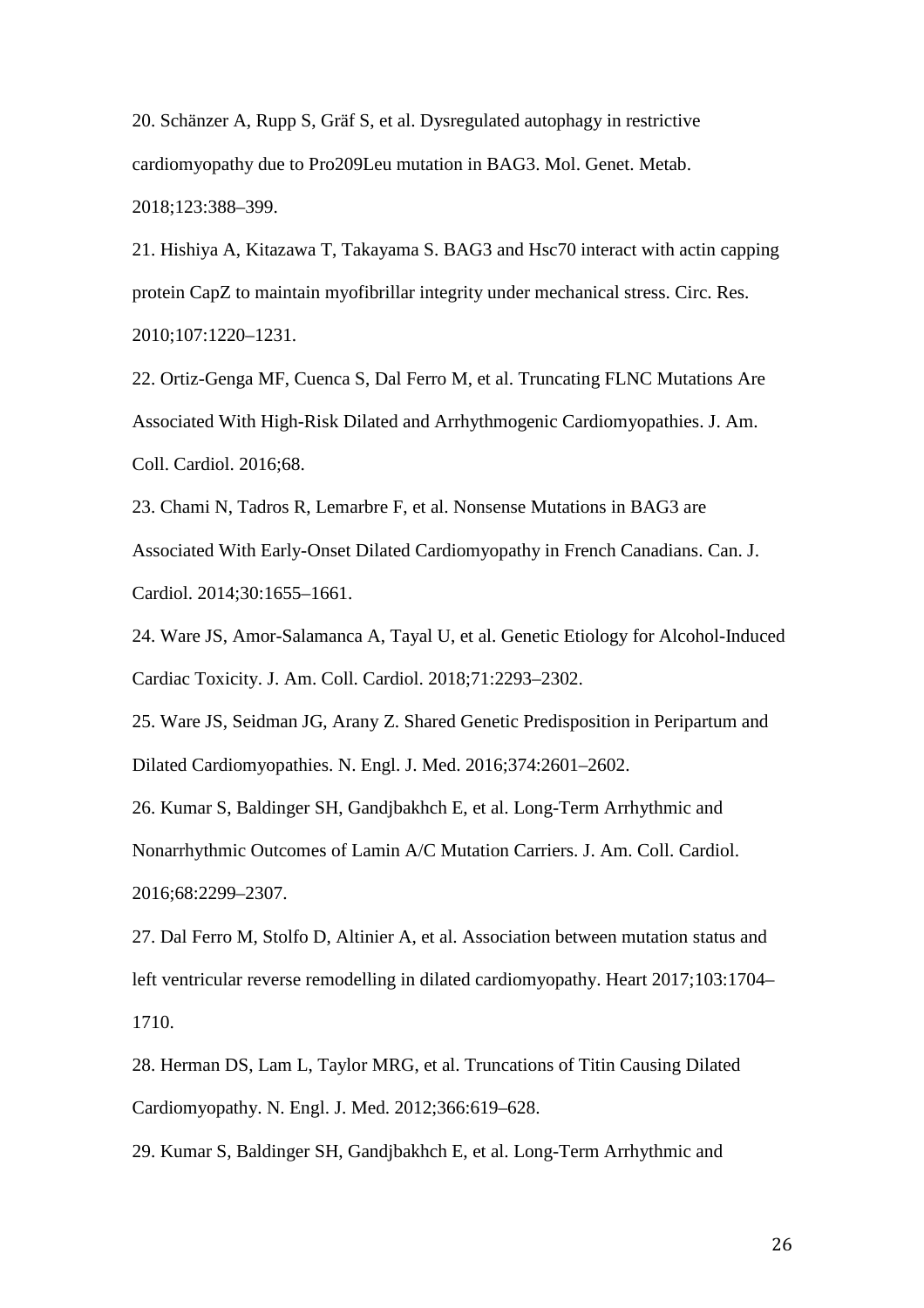20. Schänzer A, Rupp S, Gräf S, et al. Dysregulated autophagy in restrictive cardiomyopathy due to Pro209Leu mutation in BAG3. Mol. Genet. Metab. 2018;123:388–399.

21. Hishiya A, Kitazawa T, Takayama S. BAG3 and Hsc70 interact with actin capping protein CapZ to maintain myofibrillar integrity under mechanical stress. Circ. Res. 2010;107:1220–1231.

22. Ortiz-Genga MF, Cuenca S, Dal Ferro M, et al. Truncating FLNC Mutations Are Associated With High-Risk Dilated and Arrhythmogenic Cardiomyopathies. J. Am. Coll. Cardiol. 2016;68.

23. Chami N, Tadros R, Lemarbre F, et al. Nonsense Mutations in BAG3 are Associated With Early-Onset Dilated Cardiomyopathy in French Canadians. Can. J. Cardiol. 2014;30:1655–1661.

24. Ware JS, Amor-Salamanca A, Tayal U, et al. Genetic Etiology for Alcohol-Induced Cardiac Toxicity. J. Am. Coll. Cardiol. 2018;71:2293–2302.

25. Ware JS, Seidman JG, Arany Z. Shared Genetic Predisposition in Peripartum and Dilated Cardiomyopathies. N. Engl. J. Med. 2016;374:2601–2602.

26. Kumar S, Baldinger SH, Gandjbakhch E, et al. Long-Term Arrhythmic and Nonarrhythmic Outcomes of Lamin A/C Mutation Carriers. J. Am. Coll. Cardiol. 2016;68:2299–2307.

27. Dal Ferro M, Stolfo D, Altinier A, et al. Association between mutation status and left ventricular reverse remodelling in dilated cardiomyopathy. Heart 2017;103:1704–1710.

28. Herman DS, Lam L, Taylor MRG, et al. Truncations of Titin Causing Dilated Cardiomyopathy. N. Engl. J. Med. 2012;366:619–628.

29. Kumar S, Baldinger SH, Gandjbakhch E, et al. Long-Term Arrhythmic and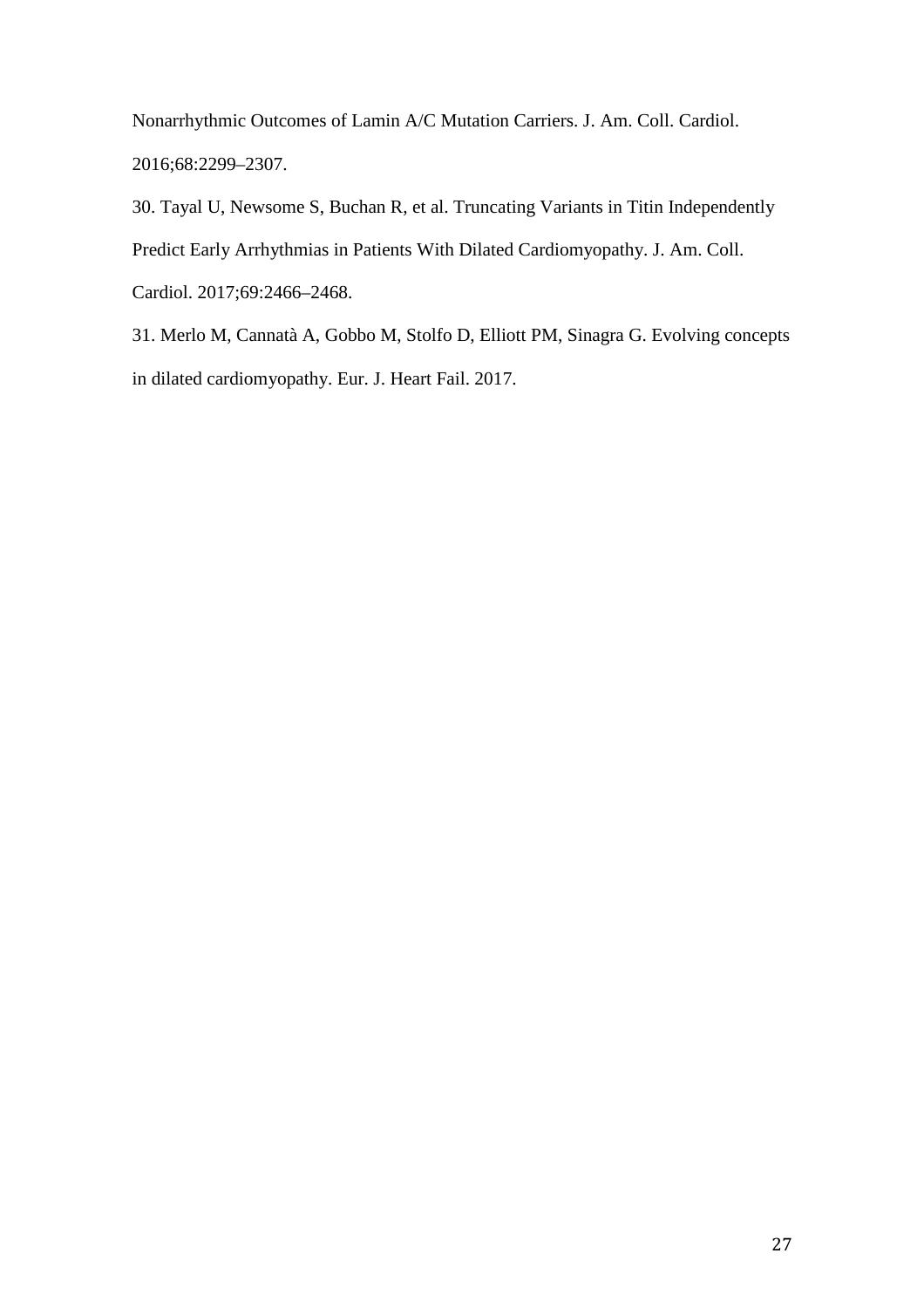Nonarrhythmic Outcomes of Lamin A/C Mutation Carriers. J. Am. Coll. Cardiol. 2016;68:2299–2307.

30. Tayal U, Newsome S, Buchan R, et al. Truncating Variants in Titin Independently Predict Early Arrhythmias in Patients With Dilated Cardiomyopathy. J. Am. Coll. Cardiol. 2017;69:2466–2468.

31. Merlo M, Cannatà A, Gobbo M, Stolfo D, Elliott PM, Sinagra G. Evolving concepts in dilated cardiomyopathy. Eur. J. Heart Fail. 2017.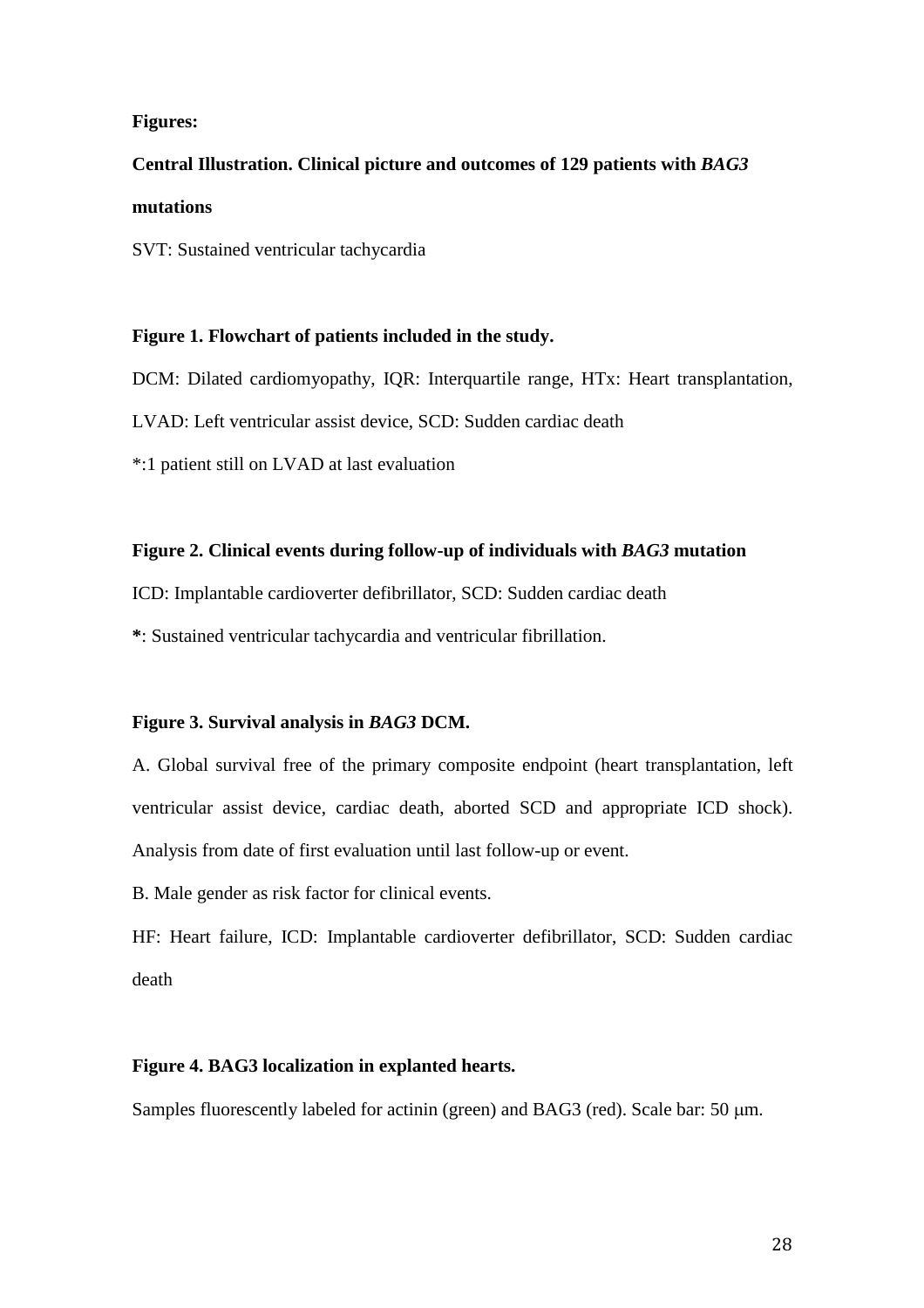**Figures:**

**Central Illustration. Clinical picture and outcomes of 129 patients with *BAG3* mutations**

SVT: Sustained ventricular tachycardia

**Figure 1. Flowchart of patients included in the study.**

DCM: Dilated cardiomyopathy, IQR: Interquartile range, HTx: Heart transplantation, LVAD: Left ventricular assist device, SCD: Sudden cardiac death

*:1 patient still on LVAD at last evaluation

**Figure 2. Clinical events during follow-up of individuals with *BAG3* mutation**

ICD: Implantable cardioverter defibrillator, SCD: Sudden cardiac death

**\***: Sustained ventricular tachycardia and ventricular fibrillation.

**Figure 3. Survival analysis in *BAG3* DCM.**

A. Global survival free of the primary composite endpoint (heart transplantation, left ventricular assist device, cardiac death, aborted SCD and appropriate ICD shock). Analysis from date of first evaluation until last follow-up or event.

B. Male gender as risk factor for clinical events.

HF: Heart failure, ICD: Implantable cardioverter defibrillator, SCD: Sudden cardiac death

**Figure 4. BAG3 localization in explanted hearts.**

Samples fluorescently labeled for actinin (green) and BAG3 (red). Scale bar: 50 μm.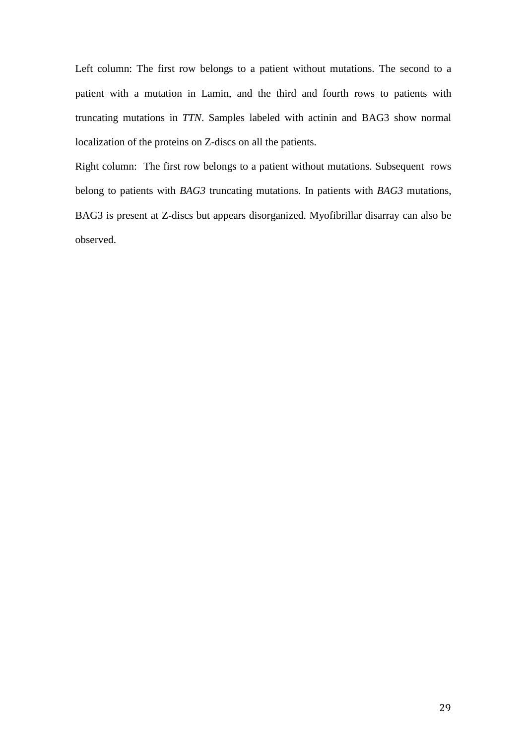Left column: The first row belongs to a patient without mutations. The second to a patient with a mutation in Lamin, and the third and fourth rows to patients with truncating mutations in *TTN*. Samples labeled with actinin and BAG3 show normal localization of the proteins on Z-discs on all the patients.

Right column: The first row belongs to a patient without mutations. Subsequent rows belong to patients with *BAG3* truncating mutations. In patients with *BAG3* mutations, BAG3 is present at Z-discs but appears disorganized. Myofibrillar disarray can also be observed.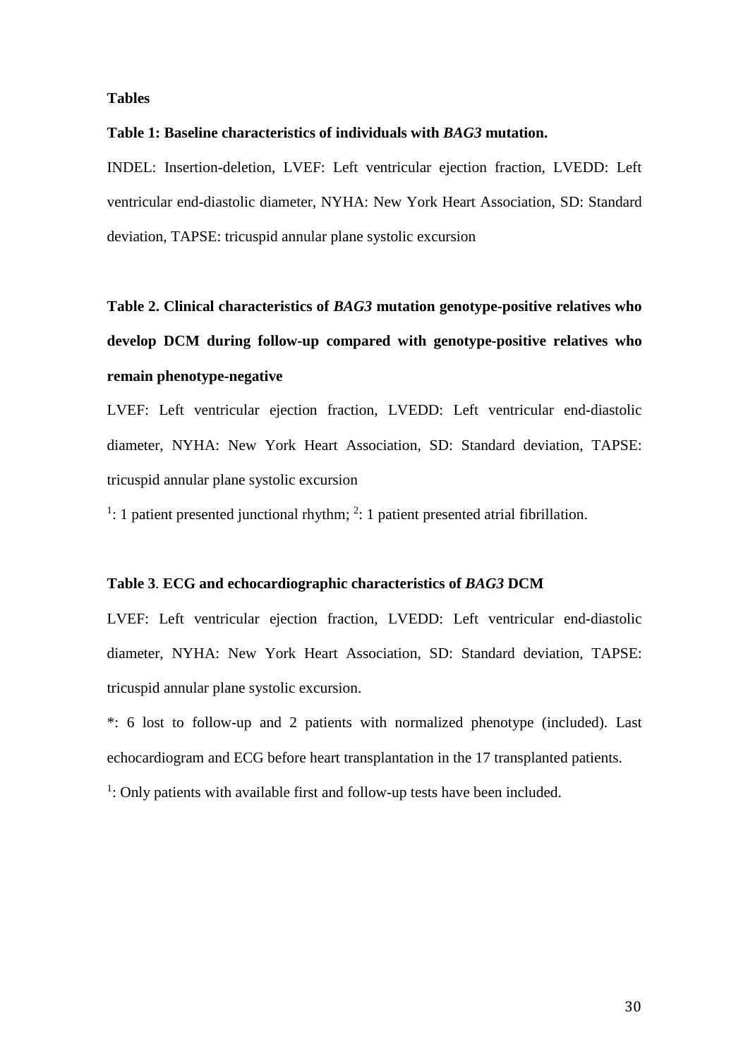## Tables

**Table 1: Baseline characteristics of individuals with *BAG3* mutation.**

INDEL: Insertion-deletion, LVEF: Left ventricular ejection fraction, LVEDD: Left ventricular end-diastolic diameter, NYHA: New York Heart Association, SD: Standard deviation, TAPSE: tricuspid annular plane systolic excursion

**Table 2. Clinical characteristics of *BAG3* mutation genotype-positive relatives who develop DCM during follow-up compared with genotype-positive relatives who remain phenotype-negative**

LVEF: Left ventricular ejection fraction, LVEDD: Left ventricular end-diastolic diameter, NYHA: New York Heart Association, SD: Standard deviation, TAPSE: tricuspid annular plane systolic excursion

[1]: 1 patient presented junctional rhythm; [2]: 1 patient presented atrial fibrillation.

**Table 3. ECG and echocardiographic characteristics of *BAG3* DCM**

LVEF: Left ventricular ejection fraction, LVEDD: Left ventricular end-diastolic diameter, NYHA: New York Heart Association, SD: Standard deviation, TAPSE: tricuspid annular plane systolic excursion.

*: 6 lost to follow-up and 2 patients with normalized phenotype (included). Last echocardiogram and ECG before heart transplantation in the 17 transplanted patients.

[1]: Only patients with available first and follow-up tests have been included.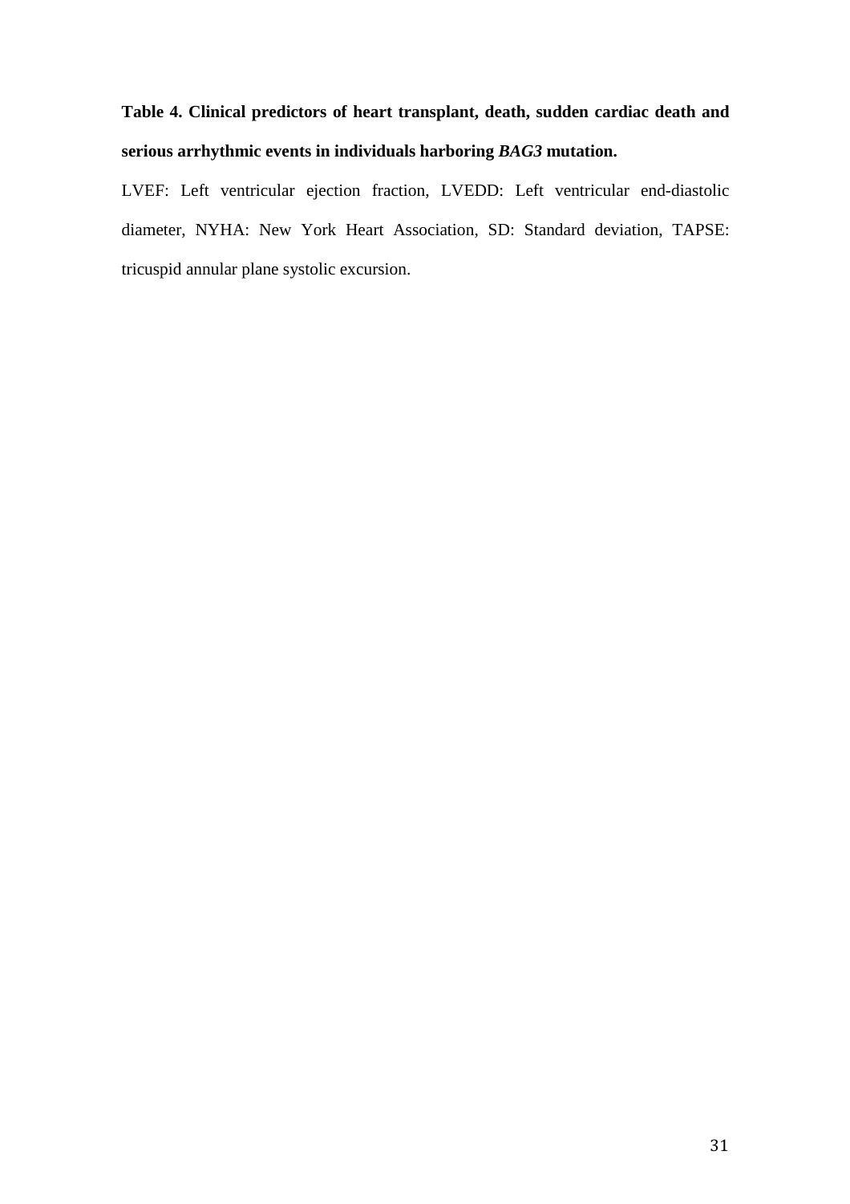**Table 4. Clinical predictors of heart transplant, death, sudden cardiac death and serious arrhythmic events in individuals harboring *BAG3* mutation.**

LVEF: Left ventricular ejection fraction, LVEDD: Left ventricular end-diastolic diameter, NYHA: New York Heart Association, SD: Standard deviation, TAPSE: tricuspid annular plane systolic excursion.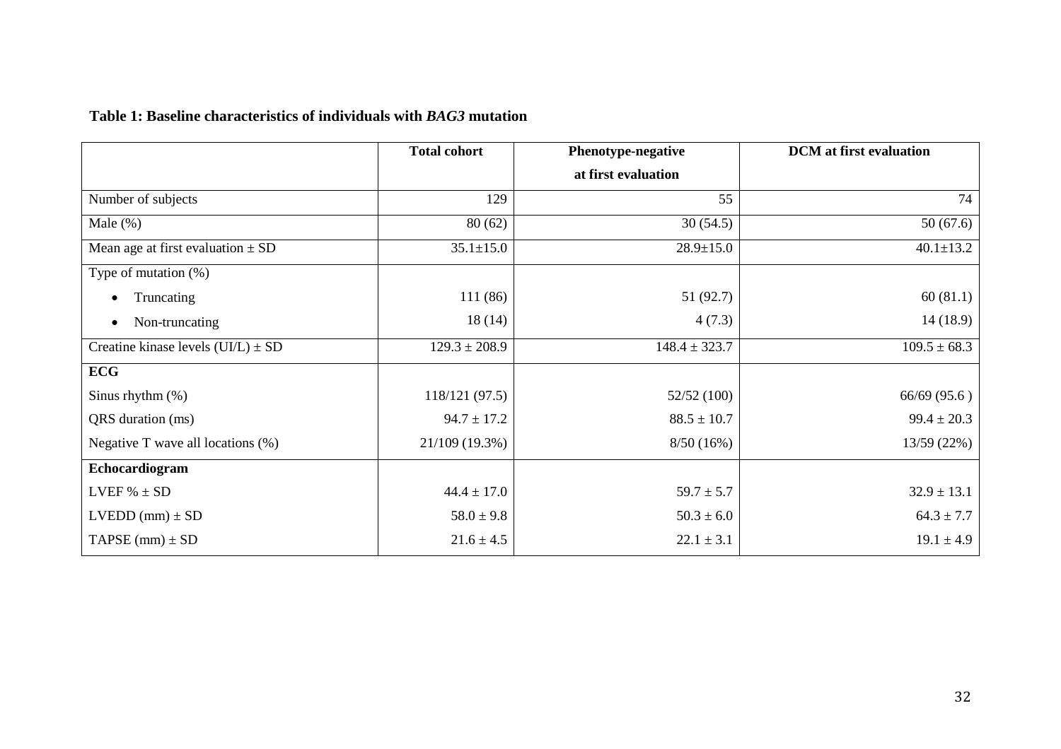**Table 1: Baseline characteristics of individuals with *BAG3* mutation**

| | **Total cohort** | **Phenotype-negative at first evaluation** | **DCM at first evaluation** |
|---|---|---|---|
| Number of subjects | 129 | 55 | 74 |
| Male (%) | 80 (62) | 30 (54.5) | 50 (67.6) |
| Mean age at first evaluation ± SD | 35.1±15.0 | 28.9±15.0 | 40.1±13.2 |
| Type of mutation (%) | | | |
| • Truncating | 111 (86) | 51 (92.7) | 60 (81.1) |
| • Non-truncating | 18 (14) | 4 (7.3) | 14 (18.9) |
| Creatine kinase levels (UI/L) ± SD | 129.3 ± 208.9 | 148.4 ± 323.7 | 109.5 ± 68.3 |
| **ECG** | | | |
| Sinus rhythm (%) | 118/121 (97.5) | 52/52 (100) | 66/69 (95.6 ) |
| QRS duration (ms) | 94.7 ± 17.2 | 88.5 ± 10.7 | 99.4 ± 20.3 |
| Negative T wave all locations (%) | 21/109 (19.3%) | 8/50 (16%) | 13/59 (22%) |
| **Echocardiogram** | | | |
| LVEF % ± SD | 44.4 ± 17.0 | 59.7 ± 5.7 | 32.9 ± 13.1 |
| LVEDD (mm) ± SD | 58.0 ± 9.8 | 50.3 ± 6.0 | 64.3 ± 7.7 |
| TAPSE (mm) ± SD | 21.6 ± 4.5 | 22.1 ± 3.1 | 19.1 ± 4.9 |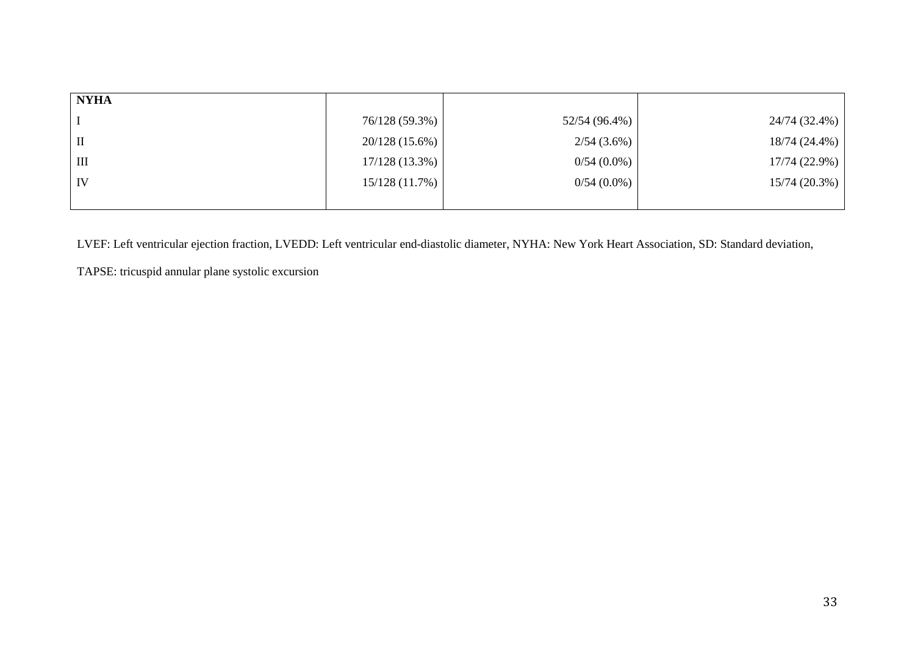| **NYHA** | | | |
|---|---|---|---|
| I | 76/128 (59.3%) | 52/54 (96.4%) | 24/74 (32.4%) |
| II | 20/128 (15.6%) | 2/54 (3.6%) | 18/74 (24.4%) |
| III | 17/128 (13.3%) | 0/54 (0.0%) | 17/74 (22.9%) |
| IV | 15/128 (11.7%) | 0/54 (0.0%) | 15/74 (20.3%) |

LVEF: Left ventricular ejection fraction, LVEDD: Left ventricular end-diastolic diameter, NYHA: New York Heart Association, SD: Standard deviation,

TAPSE: tricuspid annular plane systolic excursion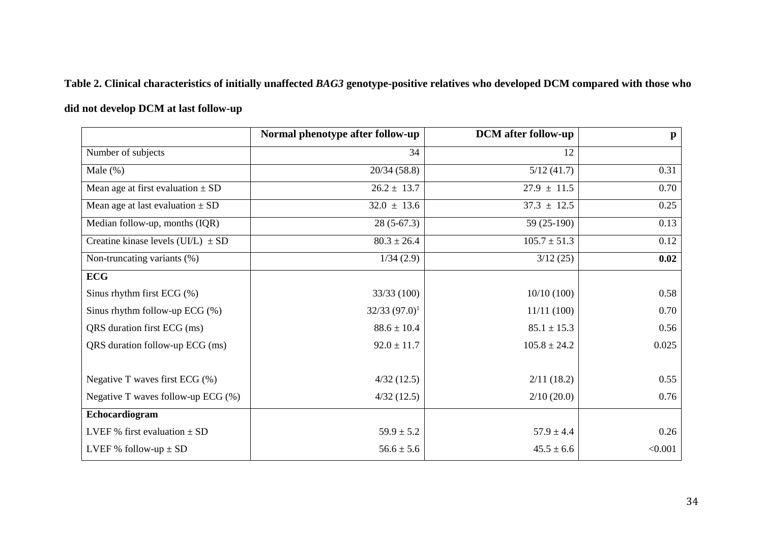**Table 2. Clinical characteristics of initially unaffected *BAG3* genotype-positive relatives who developed DCM compared with those who did not develop DCM at last follow-up**

| | Normal phenotype after follow-up | DCM after follow-up | p |
|---|---|---|---|
| Number of subjects | 34 | 12 | |
| Male (%) | 20/34 (58.8) | 5/12 (41.7) | 0.31 |
| Mean age at first evaluation ± SD | 26.2 ± 13.7 | 27.9 ± 11.5 | 0.70 |
| Mean age at last evaluation ± SD | 32.0 ± 13.6 | 37.3 ± 12.5 | 0.25 |
| Median follow-up, months (IQR) | 28 (5-67.3) | 59 (25-190) | 0.13 |
| Creatine kinase levels (UI/L) ± SD | 80.3 ± 26.4 | 105.7 ± 51.3 | 0.12 |
| Non-truncating variants (%) | 1/34 (2.9) | 3/12 (25) | **0.02** |
| **ECG** | | | |
| Sinus rhythm first ECG (%) | 33/33 (100) | 10/10 (100) | 0.58 |
| Sinus rhythm follow-up ECG (%) | 32/33 (97.0)[1] | 11/11 (100) | 0.70 |
| QRS duration first ECG (ms) | 88.6 ± 10.4 | 85.1 ± 15.3 | 0.56 |
| QRS duration follow-up ECG (ms) | 92.0 ± 11.7 | 105.8 ± 24.2 | 0.025 |
| Negative T waves first ECG (%) | 4/32 (12.5) | 2/11 (18.2) | 0.55 |
| Negative T waves follow-up ECG (%) | 4/32 (12.5) | 2/10 (20.0) | 0.76 |
| **Echocardiogram** | | | |
| LVEF % first evaluation ± SD | 59.9 ± 5.2 | 57.9 ± 4.4 | 0.26 |
| LVEF % follow-up ± SD | 56.6 ± 5.6 | 45.5 ± 6.6 | <0.001 |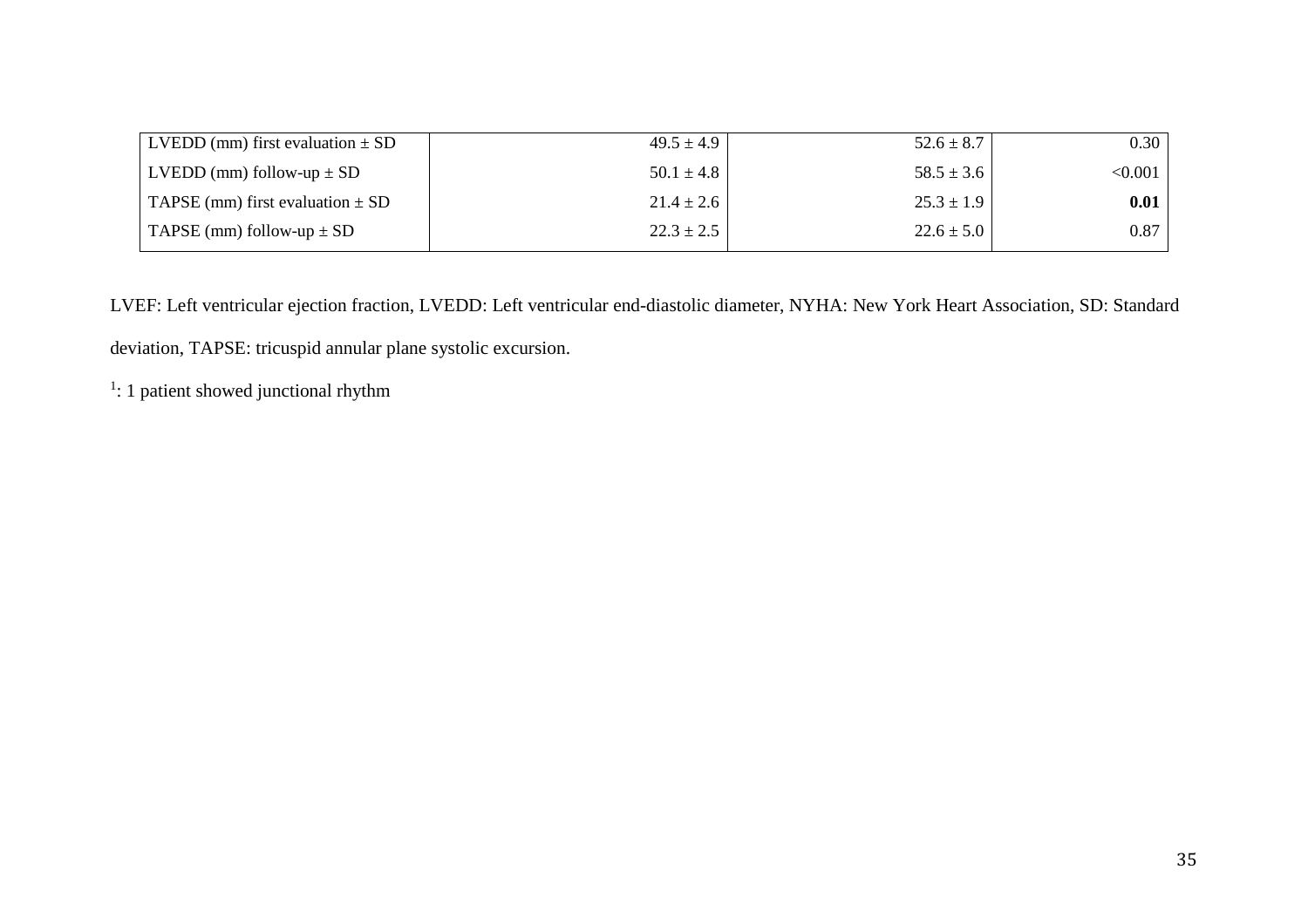| | | | |
|---|---|---|---|
| LVEDD (mm) first evaluation ± SD | 49.5 ± 4.9 | 52.6 ± 8.7 | 0.30 |
| LVEDD (mm) follow-up ± SD | 50.1 ± 4.8 | 58.5 ± 3.6 | <0.001 |
| TAPSE (mm) first evaluation ± SD | 21.4 ± 2.6 | 25.3 ± 1.9 | **0.01** |
| TAPSE (mm) follow-up ± SD | 22.3 ± 2.5 | 22.6 ± 5.0 | 0.87 |

LVEF: Left ventricular ejection fraction, LVEDD: Left ventricular end-diastolic diameter, NYHA: New York Heart Association, SD: Standard deviation, TAPSE: tricuspid annular plane systolic excursion.

[1]: 1 patient showed junctional rhythm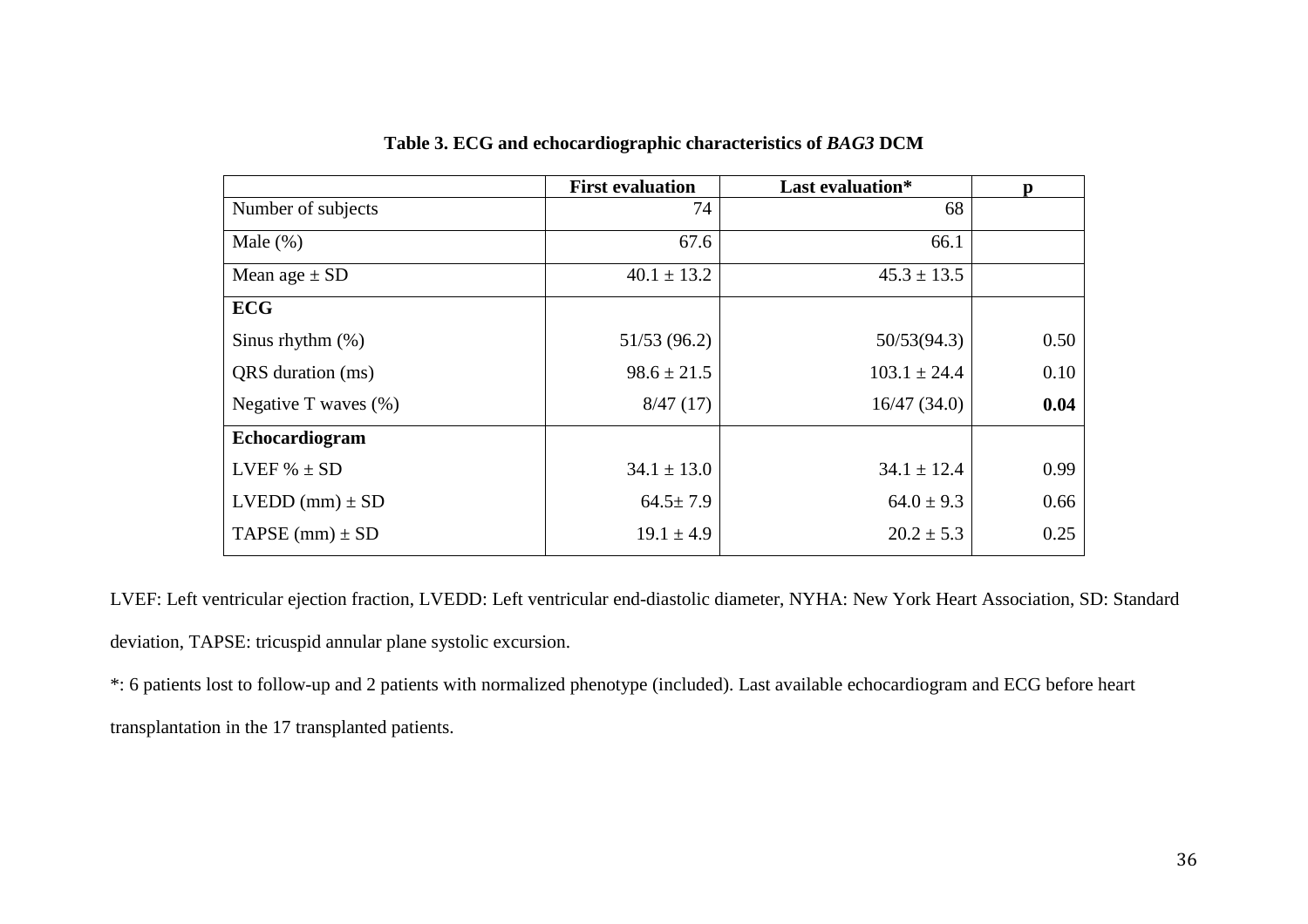**Table 3. ECG and echocardiographic characteristics of *BAG3* DCM**

| | **First evaluation** | **Last evaluation*** | **p** |
|---|---|---|---|
| Number of subjects | 74 | 68 | |
| Male (%) | 67.6 | 66.1 | |
| Mean age ± SD | 40.1 ± 13.2 | 45.3 ± 13.5 | |
| **ECG** | | | |
| Sinus rhythm (%) | 51/53 (96.2) | 50/53(94.3) | 0.50 |
| QRS duration (ms) | 98.6 ± 21.5 | 103.1 ± 24.4 | 0.10 |
| Negative T waves (%) | 8/47 (17) | 16/47 (34.0) | **0.04** |
| **Echocardiogram** | | | |
| LVEF % ± SD | 34.1 ± 13.0 | 34.1 ± 12.4 | 0.99 |
| LVEDD (mm) ± SD | 64.5± 7.9 | 64.0 ± 9.3 | 0.66 |
| TAPSE (mm) ± SD | 19.1 ± 4.9 | 20.2 ± 5.3 | 0.25 |

LVEF: Left ventricular ejection fraction, LVEDD: Left ventricular end-diastolic diameter, NYHA: New York Heart Association, SD: Standard deviation, TAPSE: tricuspid annular plane systolic excursion.

*: 6 patients lost to follow-up and 2 patients with normalized phenotype (included). Last available echocardiogram and ECG before heart transplantation in the 17 transplanted patients.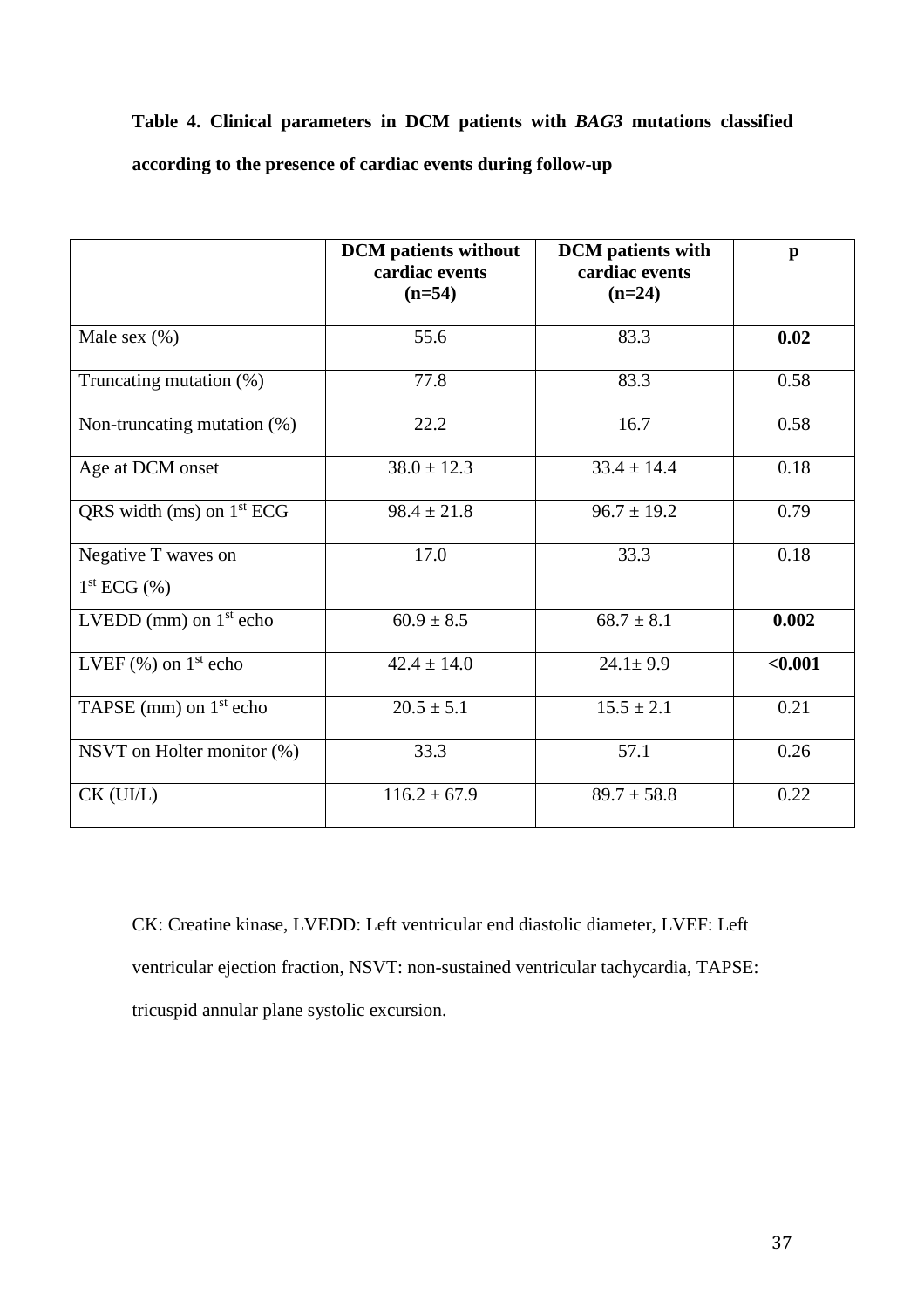**Table 4. Clinical parameters in DCM patients with *BAG3* mutations classified according to the presence of cardiac events during follow-up**

| | DCM patients without cardiac events (n=54) | DCM patients with cardiac events (n=24) | p |
|---|---|---|---|
| Male sex (%) | 55.6 | 83.3 | **0.02** |
| Truncating mutation (%) | 77.8 | 83.3 | 0.58 |
| Non-truncating mutation (%) | 22.2 | 16.7 | 0.58 |
| Age at DCM onset | 38.0 ± 12.3 | 33.4 ± 14.4 | 0.18 |
| QRS width (ms) on 1st ECG | 98.4 ± 21.8 | 96.7 ± 19.2 | 0.79 |
| Negative T waves on 1st ECG (%) | 17.0 | 33.3 | 0.18 |
| LVEDD (mm) on 1st echo | 60.9 ± 8.5 | 68.7 ± 8.1 | **0.002** |
| LVEF (%) on 1st echo | 42.4 ± 14.0 | 24.1± 9.9 | **<0.001** |
| TAPSE (mm) on 1st echo | 20.5 ± 5.1 | 15.5 ± 2.1 | 0.21 |
| NSVT on Holter monitor (%) | 33.3 | 57.1 | 0.26 |
| CK (UI/L) | 116.2 ± 67.9 | 89.7 ± 58.8 | 0.22 |

CK: Creatine kinase, LVEDD: Left ventricular end diastolic diameter, LVEF: Left ventricular ejection fraction, NSVT: non-sustained ventricular tachycardia, TAPSE: tricuspid annular plane systolic excursion.